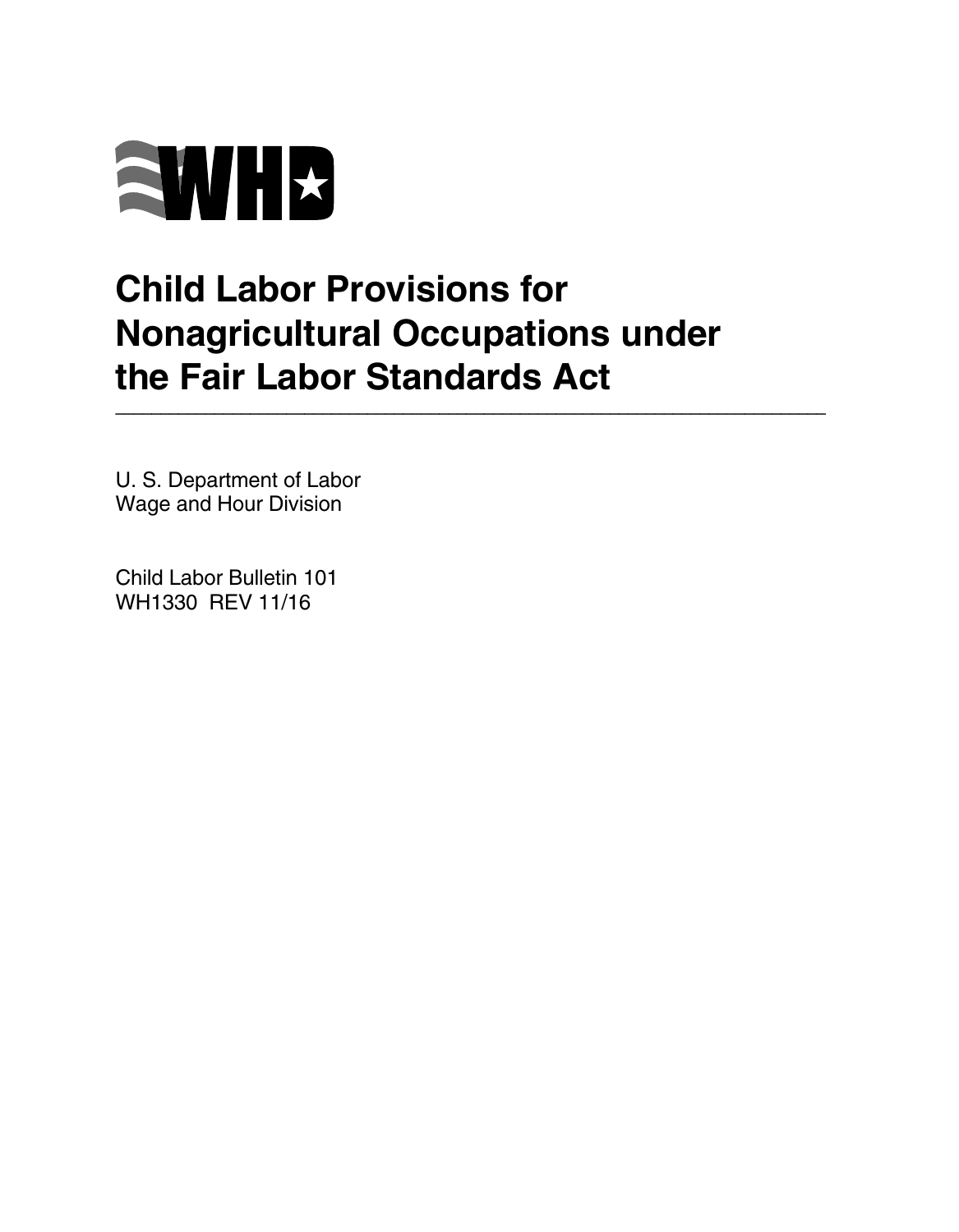WHD

# Child Labor Provisions for Nonagricultural Occupations under the Fair Labor Standards Act

---

U. S. Department of Labor
Wage and Hour Division

Child Labor Bulletin 101
WH1330 REV 11/16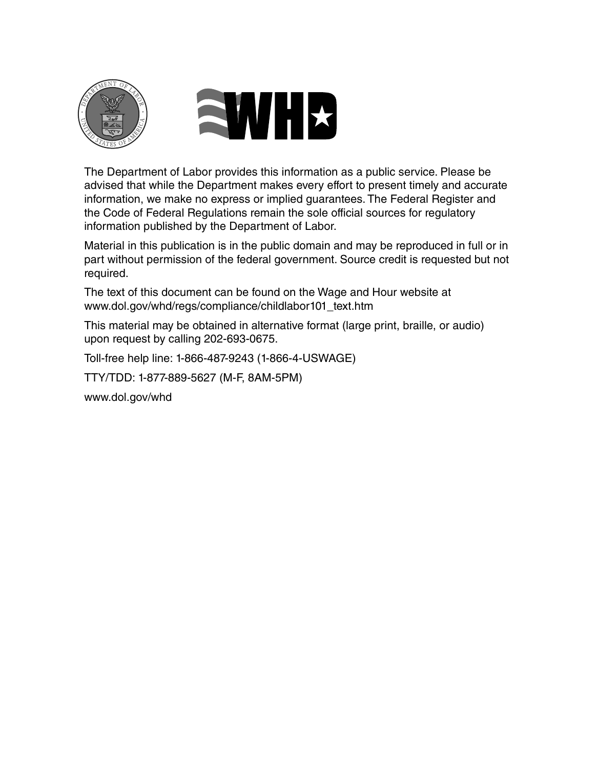The Department of Labor provides this information as a public service. Please be advised that while the Department makes every effort to present timely and accurate information, we make no express or implied guarantees. The Federal Register and the Code of Federal Regulations remain the sole official sources for regulatory information published by the Department of Labor.

Material in this publication is in the public domain and may be reproduced in full or in part without permission of the federal government. Source credit is requested but not required.

The text of this document can be found on the Wage and Hour website at www.dol.gov/whd/regs/compliance/childlabor101_text.htm

This material may be obtained in alternative format (large print, braille, or audio) upon request by calling 202-693-0675.

Toll-free help line: 1-866-487-9243 (1-866-4-USWAGE)

TTY/TDD: 1-877-889-5627 (M-F, 8AM-5PM)

www.dol.gov/whd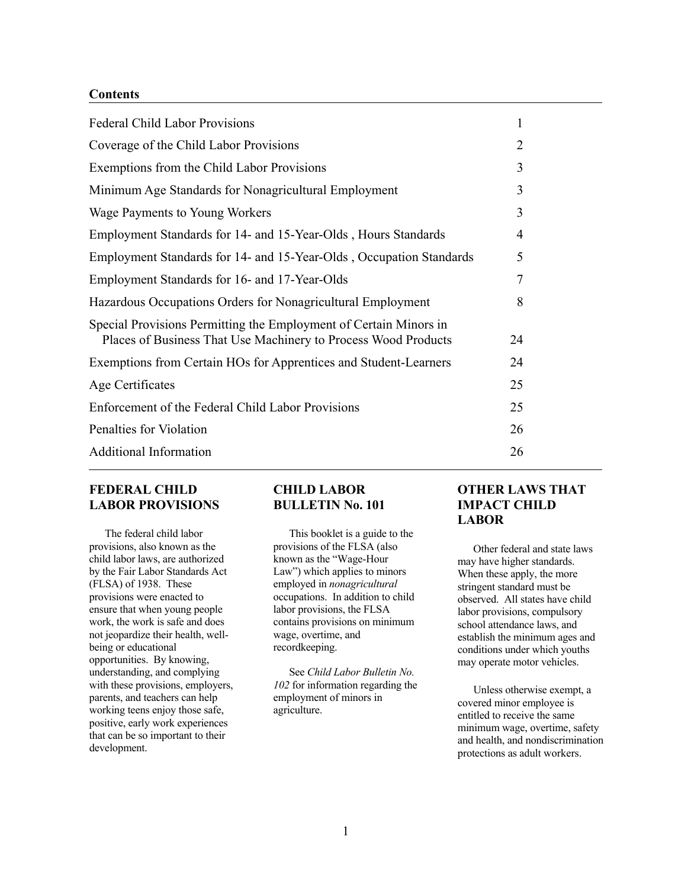**Contents**

| | |
|---|---|
| Federal Child Labor Provisions | 1 |
| Coverage of the Child Labor Provisions | 2 |
| Exemptions from the Child Labor Provisions | 3 |
| Minimum Age Standards for Nonagricultural Employment | 3 |
| Wage Payments to Young Workers | 3 |
| Employment Standards for 14- and 15-Year-Olds , Hours Standards | 4 |
| Employment Standards for 14- and 15-Year-Olds , Occupation Standards | 5 |
| Employment Standards for 16- and 17-Year-Olds | 7 |
| Hazardous Occupations Orders for Nonagricultural Employment | 8 |
| Special Provisions Permitting the Employment of Certain Minors in Places of Business That Use Machinery to Process Wood Products | 24 |
| Exemptions from Certain HOs for Apprentices and Student-Learners | 24 |
| Age Certificates | 25 |
| Enforcement of the Federal Child Labor Provisions | 25 |
| Penalties for Violation | 26 |
| Additional Information | 26 |

## FEDERAL CHILD LABOR PROVISIONS

The federal child labor provisions, also known as the child labor laws, are authorized by the Fair Labor Standards Act (FLSA) of 1938. These provisions were enacted to ensure that when young people work, the work is safe and does not jeopardize their health, well-being or educational opportunities. By knowing, understanding, and complying with these provisions, employers, parents, and teachers can help working teens enjoy those safe, positive, early work experiences that can be so important to their development.

## CHILD LABOR BULLETIN No. 101

This booklet is a guide to the provisions of the FLSA (also known as the "Wage-Hour Law") which applies to minors employed in *nonagricultural* occupations. In addition to child labor provisions, the FLSA contains provisions on minimum wage, overtime, and recordkeeping.

See *Child Labor Bulletin No. 102* for information regarding the employment of minors in agriculture.

## OTHER LAWS THAT IMPACT CHILD LABOR

Other federal and state laws may have higher standards. When these apply, the more stringent standard must be observed. All states have child labor provisions, compulsory school attendance laws, and establish the minimum ages and conditions under which youths may operate motor vehicles.

Unless otherwise exempt, a covered minor employee is entitled to receive the same minimum wage, overtime, safety and health, and nondiscrimination protections as adult workers.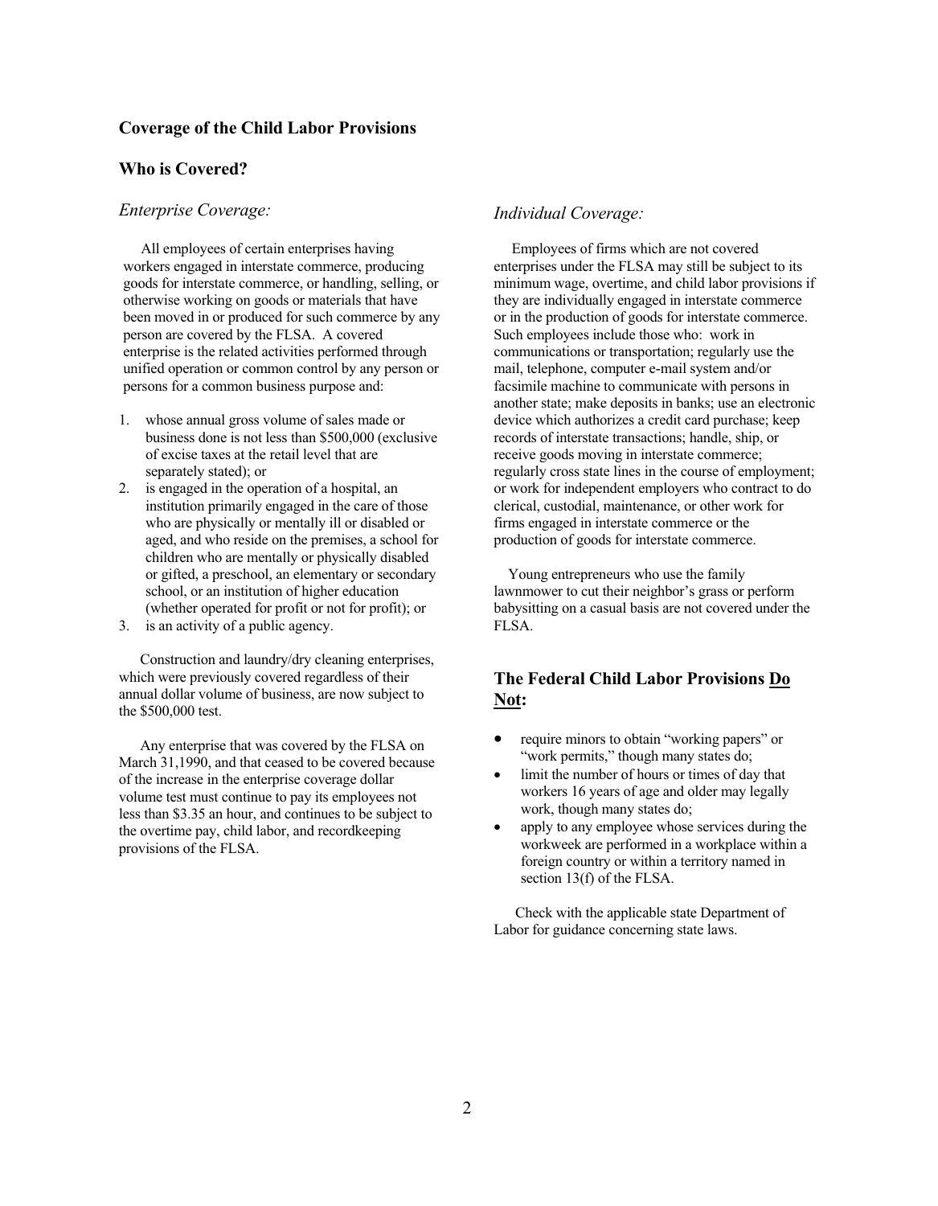## Coverage of the Child Labor Provisions

### Who is Covered?

*Enterprise Coverage:*

All employees of certain enterprises having workers engaged in interstate commerce, producing goods for interstate commerce, or handling, selling, or otherwise working on goods or materials that have been moved in or produced for such commerce by any person are covered by the FLSA. A covered enterprise is the related activities performed through unified operation or common control by any person or persons for a common business purpose and:

1. whose annual gross volume of sales made or business done is not less than $500,000 (exclusive of excise taxes at the retail level that are separately stated); or
2. is engaged in the operation of a hospital, an institution primarily engaged in the care of those who are physically or mentally ill or disabled or aged, and who reside on the premises, a school for children who are mentally or physically disabled or gifted, a preschool, an elementary or secondary school, or an institution of higher education (whether operated for profit or not for profit); or
3. is an activity of a public agency.

Construction and laundry/dry cleaning enterprises, which were previously covered regardless of their annual dollar volume of business, are now subject to the $500,000 test.

Any enterprise that was covered by the FLSA on March 31,1990, and that ceased to be covered because of the increase in the enterprise coverage dollar volume test must continue to pay its employees not less than $3.35 an hour, and continues to be subject to the overtime pay, child labor, and recordkeeping provisions of the FLSA.

*Individual Coverage:*

Employees of firms which are not covered enterprises under the FLSA may still be subject to its minimum wage, overtime, and child labor provisions if they are individually engaged in interstate commerce or in the production of goods for interstate commerce. Such employees include those who: work in communications or transportation; regularly use the mail, telephone, computer e-mail system and/or facsimile machine to communicate with persons in another state; make deposits in banks; use an electronic device which authorizes a credit card purchase; keep records of interstate transactions; handle, ship, or receive goods moving in interstate commerce; regularly cross state lines in the course of employment; or work for independent employers who contract to do clerical, custodial, maintenance, or other work for firms engaged in interstate commerce or the production of goods for interstate commerce.

Young entrepreneurs who use the family lawnmower to cut their neighbor's grass or perform babysitting on a casual basis are not covered under the FLSA.

### The Federal Child Labor Provisions <u>Do Not</u>:

- require minors to obtain "working papers" or "work permits," though many states do;
- limit the number of hours or times of day that workers 16 years of age and older may legally work, though many states do;
- apply to any employee whose services during the workweek are performed in a workplace within a foreign country or within a territory named in section 13(f) of the FLSA.

Check with the applicable state Department of Labor for guidance concerning state laws.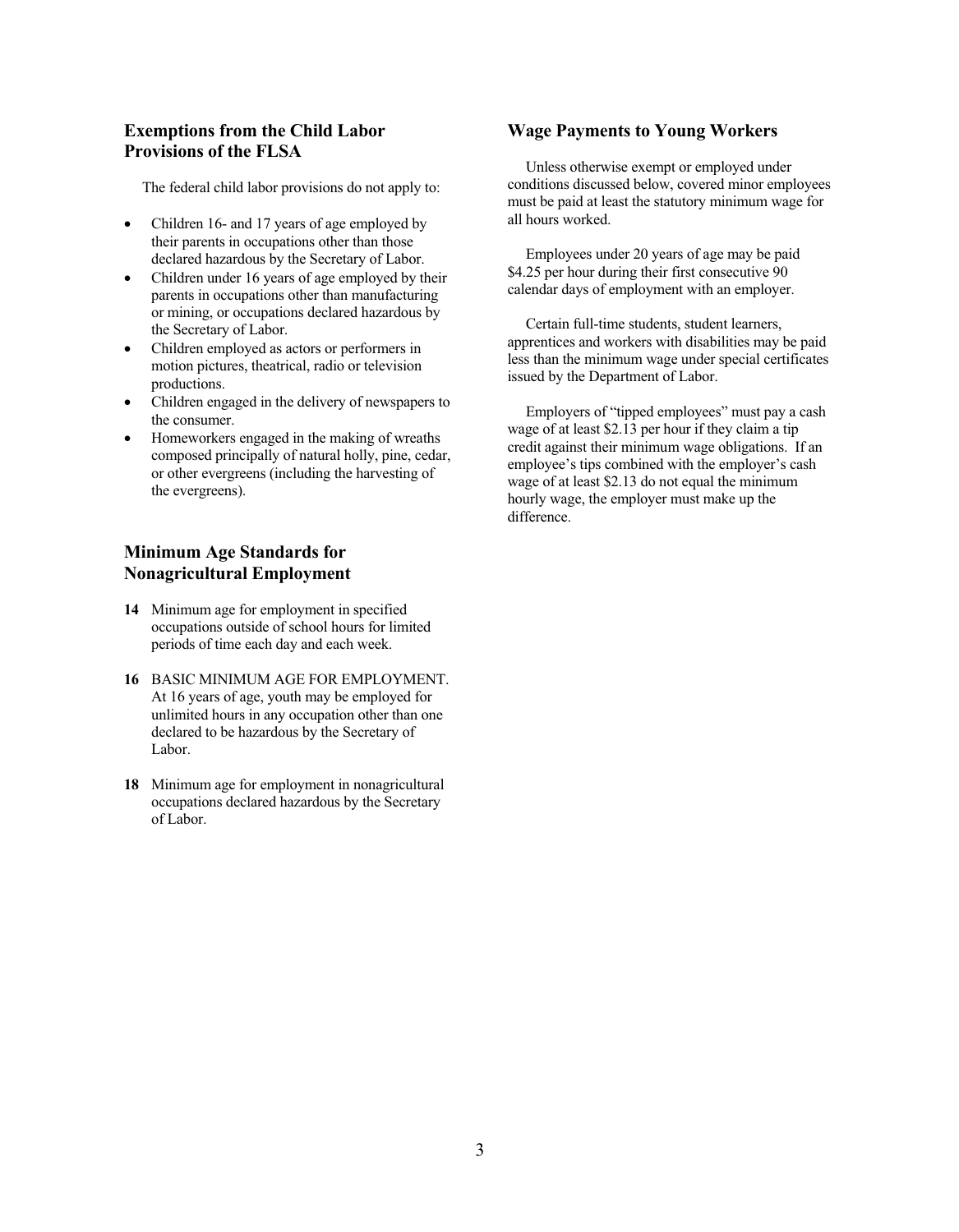## Exemptions from the Child Labor Provisions of the FLSA

The federal child labor provisions do not apply to:

- Children 16- and 17 years of age employed by their parents in occupations other than those declared hazardous by the Secretary of Labor.
- Children under 16 years of age employed by their parents in occupations other than manufacturing or mining, or occupations declared hazardous by the Secretary of Labor.
- Children employed as actors or performers in motion pictures, theatrical, radio or television productions.
- Children engaged in the delivery of newspapers to the consumer.
- Homeworkers engaged in the making of wreaths composed principally of natural holly, pine, cedar, or other evergreens (including the harvesting of the evergreens).

## Minimum Age Standards for Nonagricultural Employment

**14** Minimum age for employment in specified occupations outside of school hours for limited periods of time each day and each week.

**16** BASIC MINIMUM AGE FOR EMPLOYMENT. At 16 years of age, youth may be employed for unlimited hours in any occupation other than one declared to be hazardous by the Secretary of Labor.

**18** Minimum age for employment in nonagricultural occupations declared hazardous by the Secretary of Labor.

## Wage Payments to Young Workers

Unless otherwise exempt or employed under conditions discussed below, covered minor employees must be paid at least the statutory minimum wage for all hours worked.

Employees under 20 years of age may be paid $4.25 per hour during their first consecutive 90 calendar days of employment with an employer.

Certain full-time students, student learners, apprentices and workers with disabilities may be paid less than the minimum wage under special certificates issued by the Department of Labor.

Employers of "tipped employees" must pay a cash wage of at least $2.13 per hour if they claim a tip credit against their minimum wage obligations. If an employee's tips combined with the employer's cash wage of at least $2.13 do not equal the minimum hourly wage, the employer must make up the difference.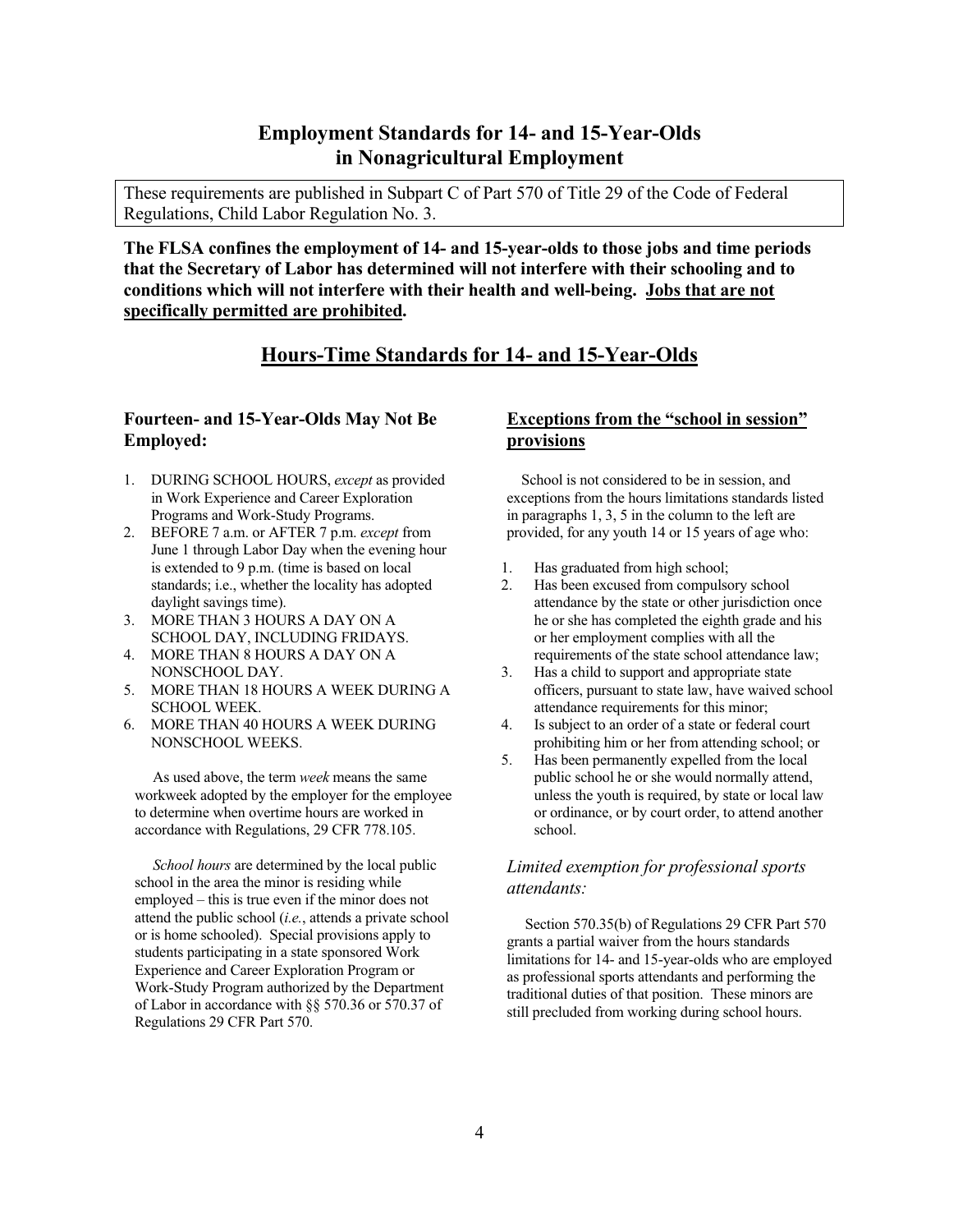# Employment Standards for 14- and 15-Year-Olds in Nonagricultural Employment

These requirements are published in Subpart C of Part 570 of Title 29 of the Code of Federal Regulations, Child Labor Regulation No. 3.

**The FLSA confines the employment of 14- and 15-year-olds to those jobs and time periods that the Secretary of Labor has determined will not interfere with their schooling and to conditions which will not interfere with their health and well-being. Jobs that are not specifically permitted are prohibited.**

## Hours-Time Standards for 14- and 15-Year-Olds

### Fourteen- and 15-Year-Olds May Not Be Employed:

1. DURING SCHOOL HOURS, *except* as provided in Work Experience and Career Exploration Programs and Work-Study Programs.
2. BEFORE 7 a.m. or AFTER 7 p.m. *except* from June 1 through Labor Day when the evening hour is extended to 9 p.m. (time is based on local standards; i.e., whether the locality has adopted daylight savings time).
3. MORE THAN 3 HOURS A DAY ON A SCHOOL DAY, INCLUDING FRIDAYS.
4. MORE THAN 8 HOURS A DAY ON A NONSCHOOL DAY.
5. MORE THAN 18 HOURS A WEEK DURING A SCHOOL WEEK.
6. MORE THAN 40 HOURS A WEEK DURING NONSCHOOL WEEKS.

As used above, the term *week* means the same workweek adopted by the employer for the employee to determine when overtime hours are worked in accordance with Regulations, 29 CFR 778.105.

*School hours* are determined by the local public school in the area the minor is residing while employed – this is true even if the minor does not attend the public school (*i.e.*, attends a private school or is home schooled). Special provisions apply to students participating in a state sponsored Work Experience and Career Exploration Program or Work-Study Program authorized by the Department of Labor in accordance with §§ 570.36 or 570.37 of Regulations 29 CFR Part 570.

### Exceptions from the "school in session" provisions

School is not considered to be in session, and exceptions from the hours limitations standards listed in paragraphs 1, 3, 5 in the column to the left are provided, for any youth 14 or 15 years of age who:

1. Has graduated from high school;
2. Has been excused from compulsory school attendance by the state or other jurisdiction once he or she has completed the eighth grade and his or her employment complies with all the requirements of the state school attendance law;
3. Has a child to support and appropriate state officers, pursuant to state law, have waived school attendance requirements for this minor;
4. Is subject to an order of a state or federal court prohibiting him or her from attending school; or
5. Has been permanently expelled from the local public school he or she would normally attend, unless the youth is required, by state or local law or ordinance, or by court order, to attend another school.

### *Limited exemption for professional sports attendants:*

Section 570.35(b) of Regulations 29 CFR Part 570 grants a partial waiver from the hours standards limitations for 14- and 15-year-olds who are employed as professional sports attendants and performing the traditional duties of that position. These minors are still precluded from working during school hours.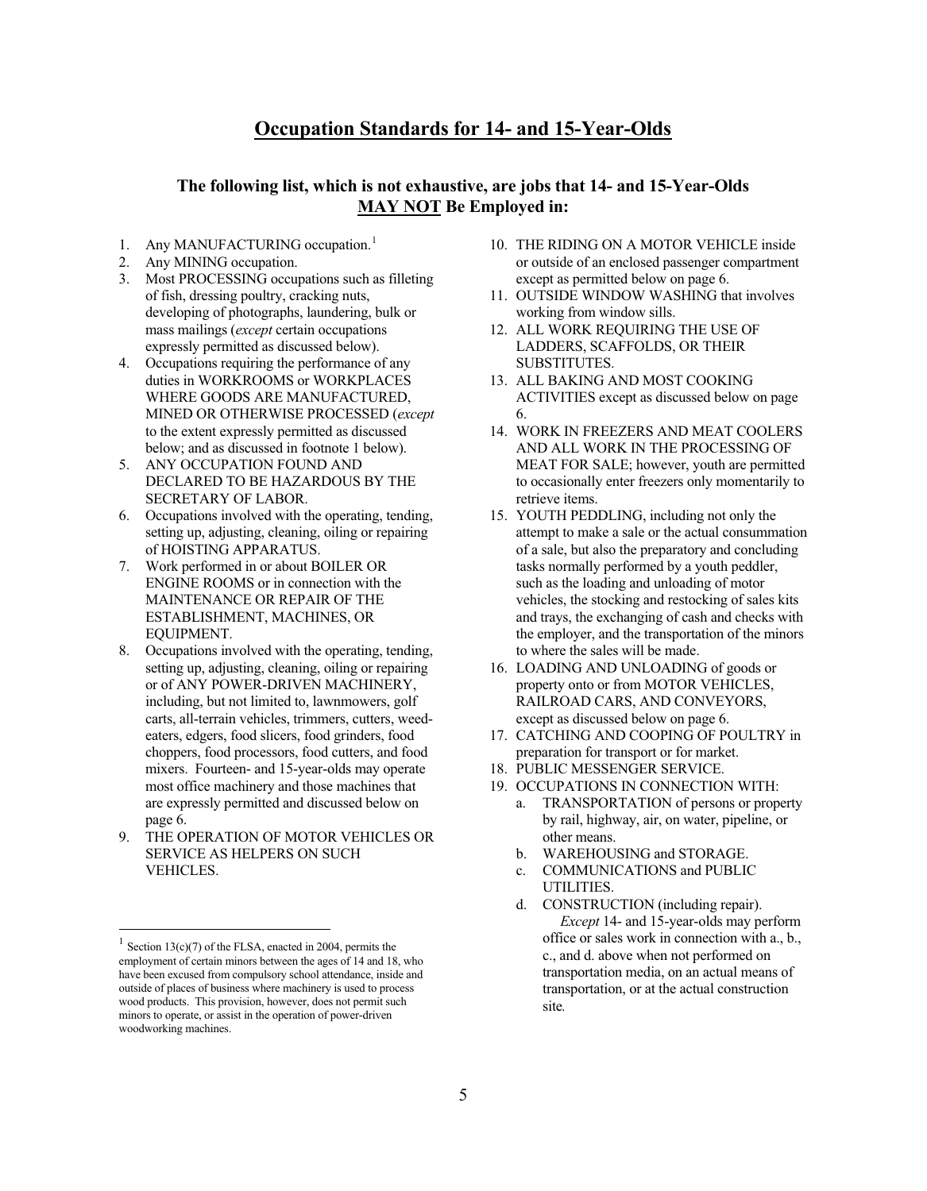## Occupation Standards for 14- and 15-Year-Olds

### The following list, which is not exhaustive, are jobs that 14- and 15-Year-Olds MAY NOT Be Employed in:

1. Any MANUFACTURING occupation.[1]
2. Any MINING occupation.
3. Most PROCESSING occupations such as filleting of fish, dressing poultry, cracking nuts, developing of photographs, laundering, bulk or mass mailings (*except* certain occupations expressly permitted as discussed below).
4. Occupations requiring the performance of any duties in WORKROOMS or WORKPLACES WHERE GOODS ARE MANUFACTURED, MINED OR OTHERWISE PROCESSED (*except* to the extent expressly permitted as discussed below; and as discussed in footnote 1 below).
5. ANY OCCUPATION FOUND AND DECLARED TO BE HAZARDOUS BY THE SECRETARY OF LABOR.
6. Occupations involved with the operating, tending, setting up, adjusting, cleaning, oiling or repairing of HOISTING APPARATUS.
7. Work performed in or about BOILER OR ENGINE ROOMS or in connection with the MAINTENANCE OR REPAIR OF THE ESTABLISHMENT, MACHINES, OR EQUIPMENT.
8. Occupations involved with the operating, tending, setting up, adjusting, cleaning, oiling or repairing or of ANY POWER-DRIVEN MACHINERY, including, but not limited to, lawnmowers, golf carts, all-terrain vehicles, trimmers, cutters, weed-eaters, edgers, food slicers, food grinders, food choppers, food processors, food cutters, and food mixers. Fourteen- and 15-year-olds may operate most office machinery and those machines that are expressly permitted and discussed below on page 6.
9. THE OPERATION OF MOTOR VEHICLES OR SERVICE AS HELPERS ON SUCH VEHICLES.
10. THE RIDING ON A MOTOR VEHICLE inside or outside of an enclosed passenger compartment except as permitted below on page 6.
11. OUTSIDE WINDOW WASHING that involves working from window sills.
12. ALL WORK REQUIRING THE USE OF LADDERS, SCAFFOLDS, OR THEIR SUBSTITUTES.
13. ALL BAKING AND MOST COOKING ACTIVITIES except as discussed below on page 6.
14. WORK IN FREEZERS AND MEAT COOLERS AND ALL WORK IN THE PROCESSING OF MEAT FOR SALE; however, youth are permitted to occasionally enter freezers only momentarily to retrieve items.
15. YOUTH PEDDLING, including not only the attempt to make a sale or the actual consummation of a sale, but also the preparatory and concluding tasks normally performed by a youth peddler, such as the loading and unloading of motor vehicles, the stocking and restocking of sales kits and trays, the exchanging of cash and checks with the employer, and the transportation of the minors to where the sales will be made.
16. LOADING AND UNLOADING of goods or property onto or from MOTOR VEHICLES, RAILROAD CARS, AND CONVEYORS, except as discussed below on page 6.
17. CATCHING AND COOPING OF POULTRY in preparation for transport or for market.
18. PUBLIC MESSENGER SERVICE.
19. OCCUPATIONS IN CONNECTION WITH:
    a. TRANSPORTATION of persons or property by rail, highway, air, on water, pipeline, or other means.
    b. WAREHOUSING and STORAGE.
    c. COMMUNICATIONS and PUBLIC UTILITIES.
    d. CONSTRUCTION (including repair).

    *Except* 14- and 15-year-olds may perform office or sales work in connection with a., b., c., and d. above when not performed on transportation media, on an actual means of transportation, or at the actual construction site.

[1] Section 13(c)(7) of the FLSA, enacted in 2004, permits the employment of certain minors between the ages of 14 and 18, who have been excused from compulsory school attendance, inside and outside of places of business where machinery is used to process wood products. This provision, however, does not permit such minors to operate, or assist in the operation of power-driven woodworking machines.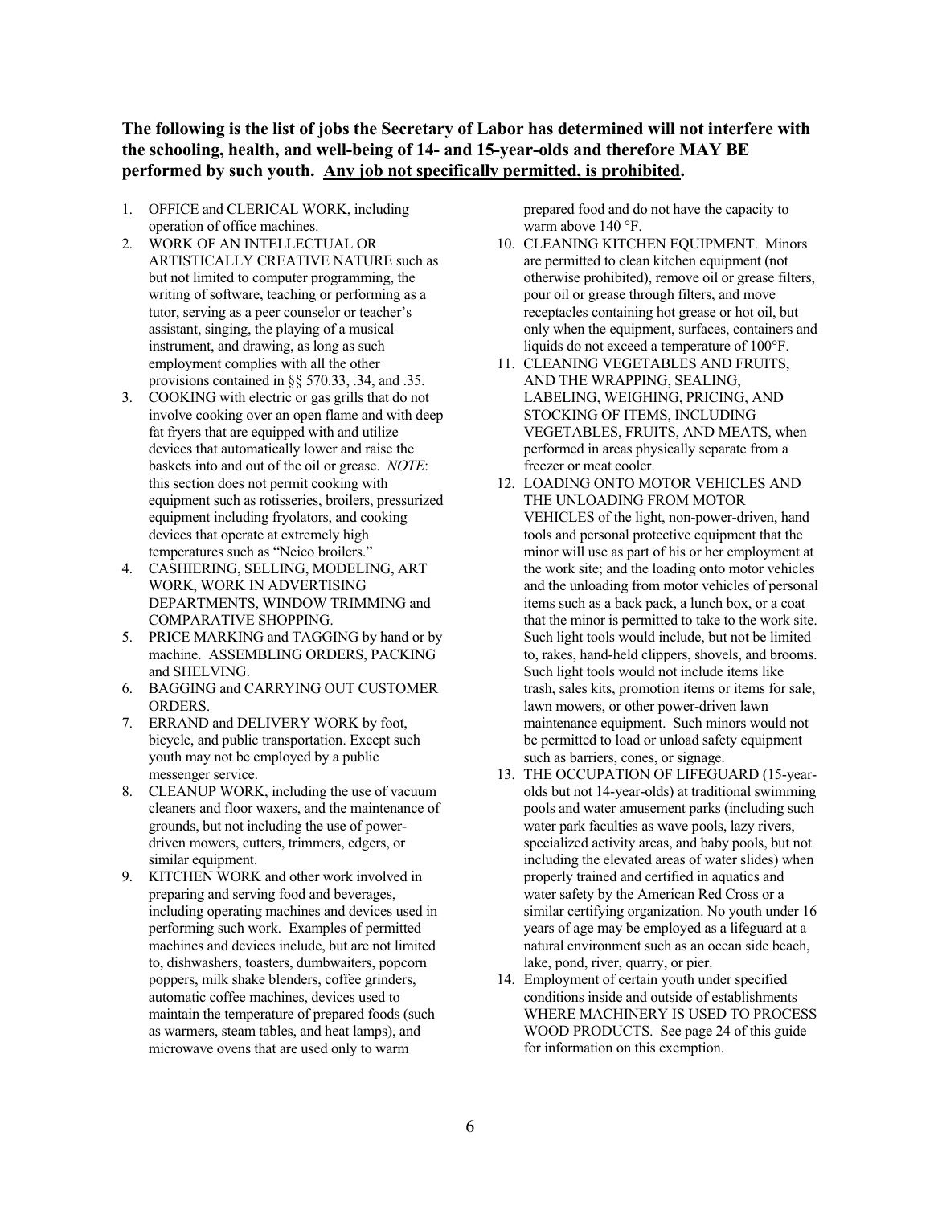**The following is the list of jobs the Secretary of Labor has determined will not interfere with the schooling, health, and well-being of 14- and 15-year-olds and therefore MAY BE performed by such youth. Any job not specifically permitted, is prohibited.**

1. OFFICE and CLERICAL WORK, including operation of office machines.
2. WORK OF AN INTELLECTUAL OR ARTISTICALLY CREATIVE NATURE such as but not limited to computer programming, the writing of software, teaching or performing as a tutor, serving as a peer counselor or teacher's assistant, singing, the playing of a musical instrument, and drawing, as long as such employment complies with all the other provisions contained in §§ 570.33, .34, and .35.
3. COOKING with electric or gas grills that do not involve cooking over an open flame and with deep fat fryers that are equipped with and utilize devices that automatically lower and raise the baskets into and out of the oil or grease. *NOTE*: this section does not permit cooking with equipment such as rotisseries, broilers, pressurized equipment including fryolators, and cooking devices that operate at extremely high temperatures such as "Neico broilers."
4. CASHIERING, SELLING, MODELING, ART WORK, WORK IN ADVERTISING DEPARTMENTS, WINDOW TRIMMING and COMPARATIVE SHOPPING.
5. PRICE MARKING and TAGGING by hand or by machine. ASSEMBLING ORDERS, PACKING and SHELVING.
6. BAGGING and CARRYING OUT CUSTOMER ORDERS.
7. ERRAND and DELIVERY WORK by foot, bicycle, and public transportation. Except such youth may not be employed by a public messenger service.
8. CLEANUP WORK, including the use of vacuum cleaners and floor waxers, and the maintenance of grounds, but not including the use of power-driven mowers, cutters, trimmers, edgers, or similar equipment.
9. KITCHEN WORK and other work involved in preparing and serving food and beverages, including operating machines and devices used in performing such work. Examples of permitted machines and devices include, but are not limited to, dishwashers, toasters, dumbwaiters, popcorn poppers, milk shake blenders, coffee grinders, automatic coffee machines, devices used to maintain the temperature of prepared foods (such as warmers, steam tables, and heat lamps), and microwave ovens that are used only to warm prepared food and do not have the capacity to warm above 140 °F.
10. CLEANING KITCHEN EQUIPMENT. Minors are permitted to clean kitchen equipment (not otherwise prohibited), remove oil or grease filters, pour oil or grease through filters, and move receptacles containing hot grease or hot oil, but only when the equipment, surfaces, containers and liquids do not exceed a temperature of 100°F.
11. CLEANING VEGETABLES AND FRUITS, AND THE WRAPPING, SEALING, LABELING, WEIGHING, PRICING, AND STOCKING OF ITEMS, INCLUDING VEGETABLES, FRUITS, AND MEATS, when performed in areas physically separate from a freezer or meat cooler.
12. LOADING ONTO MOTOR VEHICLES AND THE UNLOADING FROM MOTOR VEHICLES of the light, non-power-driven, hand tools and personal protective equipment that the minor will use as part of his or her employment at the work site; and the loading onto motor vehicles and the unloading from motor vehicles of personal items such as a back pack, a lunch box, or a coat that the minor is permitted to take to the work site. Such light tools would include, but not be limited to, rakes, hand-held clippers, shovels, and brooms. Such light tools would not include items like trash, sales kits, promotion items or items for sale, lawn mowers, or other power-driven lawn maintenance equipment. Such minors would not be permitted to load or unload safety equipment such as barriers, cones, or signage.
13. THE OCCUPATION OF LIFEGUARD (15-year-olds but not 14-year-olds) at traditional swimming pools and water amusement parks (including such water park faculties as wave pools, lazy rivers, specialized activity areas, and baby pools, but not including the elevated areas of water slides) when properly trained and certified in aquatics and water safety by the American Red Cross or a similar certifying organization. No youth under 16 years of age may be employed as a lifeguard at a natural environment such as an ocean side beach, lake, pond, river, quarry, or pier.
14. Employment of certain youth under specified conditions inside and outside of establishments WHERE MACHINERY IS USED TO PROCESS WOOD PRODUCTS. See page 24 of this guide for information on this exemption.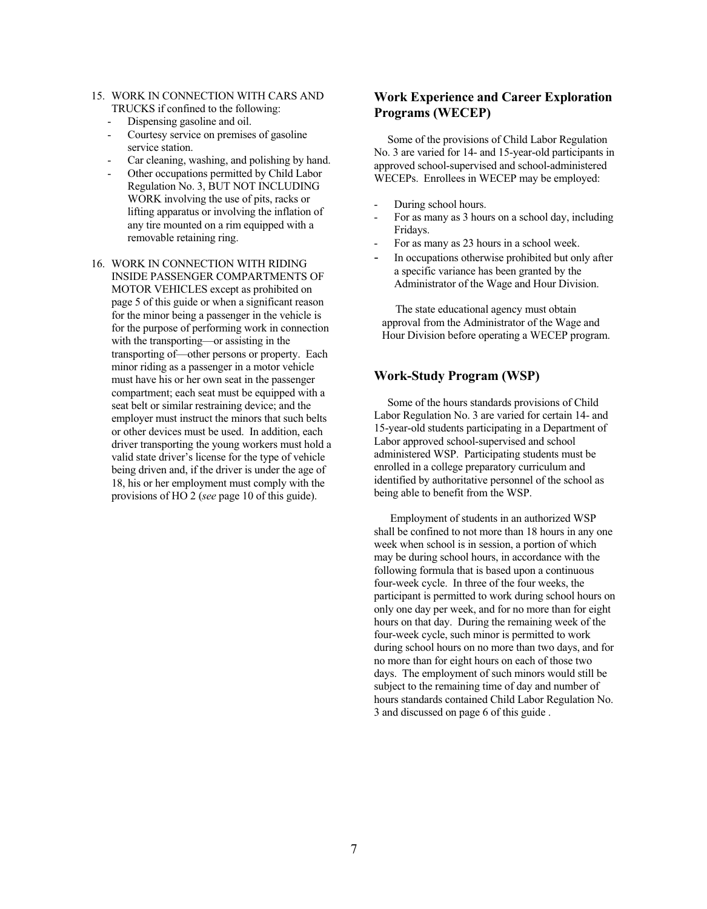15. WORK IN CONNECTION WITH CARS AND TRUCKS if confined to the following:
    - Dispensing gasoline and oil.
    - Courtesy service on premises of gasoline service station.
    - Car cleaning, washing, and polishing by hand.
    - Other occupations permitted by Child Labor Regulation No. 3, BUT NOT INCLUDING WORK involving the use of pits, racks or lifting apparatus or involving the inflation of any tire mounted on a rim equipped with a removable retaining ring.

16. WORK IN CONNECTION WITH RIDING INSIDE PASSENGER COMPARTMENTS OF MOTOR VEHICLES except as prohibited on page 5 of this guide or when a significant reason for the minor being a passenger in the vehicle is for the purpose of performing work in connection with the transporting—or assisting in the transporting of—other persons or property. Each minor riding as a passenger in a motor vehicle must have his or her own seat in the passenger compartment; each seat must be equipped with a seat belt or similar restraining device; and the employer must instruct the minors that such belts or other devices must be used. In addition, each driver transporting the young workers must hold a valid state driver's license for the type of vehicle being driven and, if the driver is under the age of 18, his or her employment must comply with the provisions of HO 2 (*see* page 10 of this guide).

## Work Experience and Career Exploration Programs (WECEP)

Some of the provisions of Child Labor Regulation No. 3 are varied for 14- and 15-year-old participants in approved school-supervised and school-administered WECEPs. Enrollees in WECEP may be employed:

- During school hours.
- For as many as 3 hours on a school day, including Fridays.
- For as many as 23 hours in a school week.
- In occupations otherwise prohibited but only after a specific variance has been granted by the Administrator of the Wage and Hour Division.

The state educational agency must obtain approval from the Administrator of the Wage and Hour Division before operating a WECEP program.

## Work-Study Program (WSP)

Some of the hours standards provisions of Child Labor Regulation No. 3 are varied for certain 14- and 15-year-old students participating in a Department of Labor approved school-supervised and school administered WSP. Participating students must be enrolled in a college preparatory curriculum and identified by authoritative personnel of the school as being able to benefit from the WSP.

Employment of students in an authorized WSP shall be confined to not more than 18 hours in any one week when school is in session, a portion of which may be during school hours, in accordance with the following formula that is based upon a continuous four-week cycle. In three of the four weeks, the participant is permitted to work during school hours on only one day per week, and for no more than for eight hours on that day. During the remaining week of the four-week cycle, such minor is permitted to work during school hours on no more than two days, and for no more than for eight hours on each of those two days. The employment of such minors would still be subject to the remaining time of day and number of hours standards contained Child Labor Regulation No. 3 and discussed on page 6 of this guide .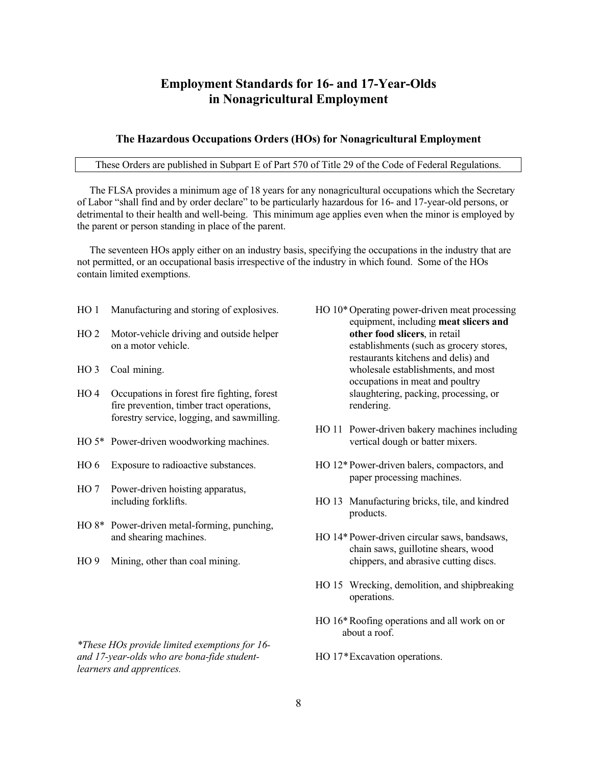# Employment Standards for 16- and 17-Year-Olds in Nonagricultural Employment

### The Hazardous Occupations Orders (HOs) for Nonagricultural Employment

These Orders are published in Subpart E of Part 570 of Title 29 of the Code of Federal Regulations.

The FLSA provides a minimum age of 18 years for any nonagricultural occupations which the Secretary of Labor "shall find and by order declare" to be particularly hazardous for 16- and 17-year-old persons, or detrimental to their health and well-being. This minimum age applies even when the minor is employed by the parent or person standing in place of the parent.

The seventeen HOs apply either on an industry basis, specifying the occupations in the industry that are not permitted, or an occupational basis irrespective of the industry in which found. Some of the HOs contain limited exemptions.

- HO 1 Manufacturing and storing of explosives.
- HO 2 Motor-vehicle driving and outside helper on a motor vehicle.
- HO 3 Coal mining.
- HO 4 Occupations in forest fire fighting, forest fire prevention, timber tract operations, forestry service, logging, and sawmilling.
- HO 5* Power-driven woodworking machines.
- HO 6 Exposure to radioactive substances.
- HO 7 Power-driven hoisting apparatus, including forklifts.
- HO 8* Power-driven metal-forming, punching, and shearing machines.
- HO 9 Mining, other than coal mining.
- HO 10* Operating power-driven meat processing equipment, including **meat slicers and other food slicers**, in retail establishments (such as grocery stores, restaurants kitchens and delis) and wholesale establishments, and most occupations in meat and poultry slaughtering, packing, processing, or rendering.
- HO 11 Power-driven bakery machines including vertical dough or batter mixers.
- HO 12* Power-driven balers, compactors, and paper processing machines.
- HO 13 Manufacturing bricks, tile, and kindred products.
- HO 14* Power-driven circular saws, bandsaws, chain saws, guillotine shears, wood chippers, and abrasive cutting discs.
- HO 15 Wrecking, demolition, and shipbreaking operations.
- HO 16* Roofing operations and all work on or about a roof.
- HO 17* Excavation operations.

*\*These HOs provide limited exemptions for 16- and 17-year-olds who are bona-fide student-learners and apprentices.*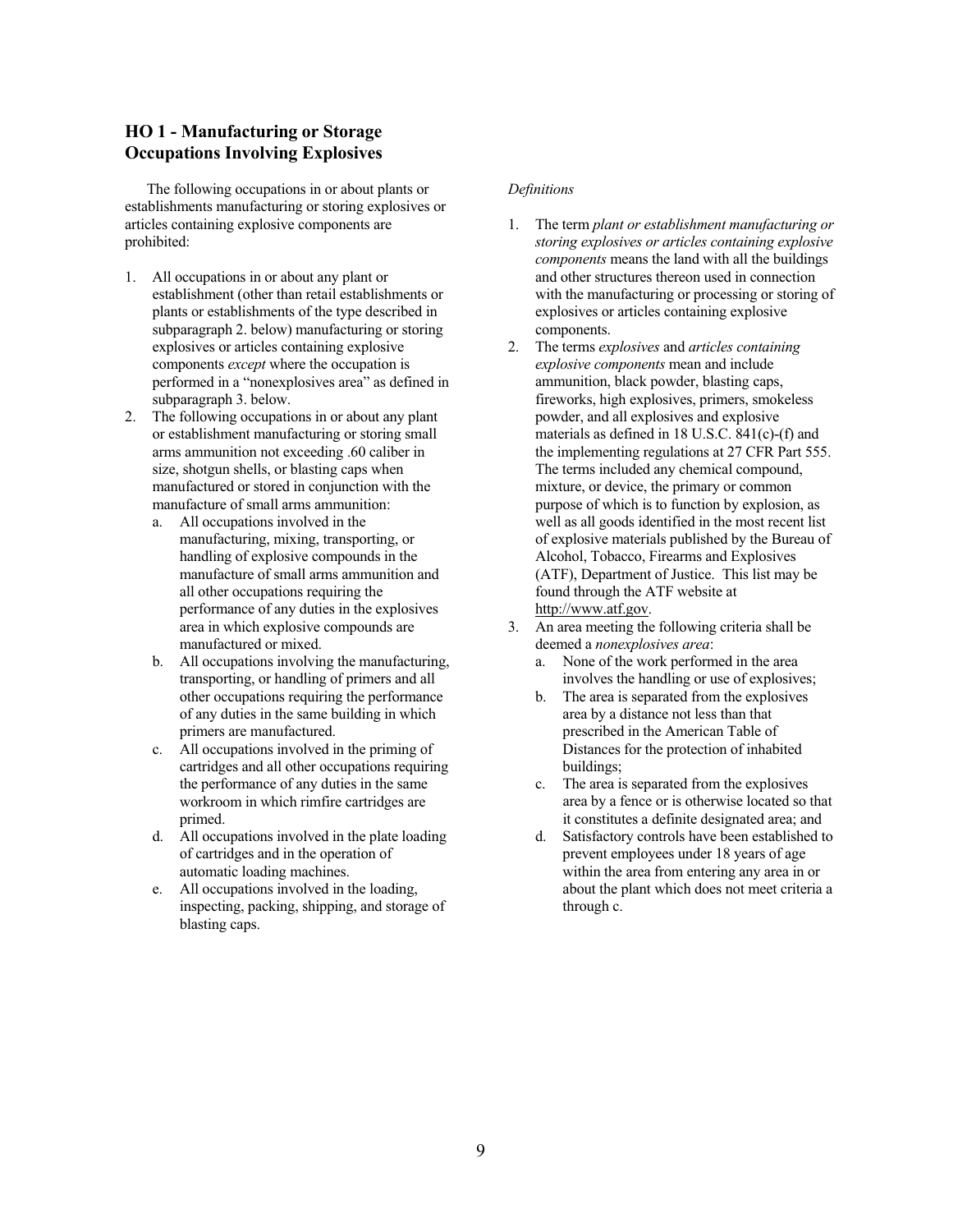## HO 1 - Manufacturing or Storage Occupations Involving Explosives

The following occupations in or about plants or establishments manufacturing or storing explosives or articles containing explosive components are prohibited:

1. All occupations in or about any plant or establishment (other than retail establishments or plants or establishments of the type described in subparagraph 2. below) manufacturing or storing explosives or articles containing explosive components *except* where the occupation is performed in a "nonexplosives area" as defined in subparagraph 3. below.
2. The following occupations in or about any plant or establishment manufacturing or storing small arms ammunition not exceeding .60 caliber in size, shotgun shells, or blasting caps when manufactured or stored in conjunction with the manufacture of small arms ammunition:
   a. All occupations involved in the manufacturing, mixing, transporting, or handling of explosive compounds in the manufacture of small arms ammunition and all other occupations requiring the performance of any duties in the explosives area in which explosive compounds are manufactured or mixed.
   b. All occupations involving the manufacturing, transporting, or handling of primers and all other occupations requiring the performance of any duties in the same building in which primers are manufactured.
   c. All occupations involved in the priming of cartridges and all other occupations requiring the performance of any duties in the same workroom in which rimfire cartridges are primed.
   d. All occupations involved in the plate loading of cartridges and in the operation of automatic loading machines.
   e. All occupations involved in the loading, inspecting, packing, shipping, and storage of blasting caps.

*Definitions*

1. The term *plant or establishment manufacturing or storing explosives or articles containing explosive components* means the land with all the buildings and other structures thereon used in connection with the manufacturing or processing or storing of explosives or articles containing explosive components.
2. The terms *explosives* and *articles containing explosive components* mean and include ammunition, black powder, blasting caps, fireworks, high explosives, primers, smokeless powder, and all explosives and explosive materials as defined in 18 U.S.C. 841(c)-(f) and the implementing regulations at 27 CFR Part 555. The terms included any chemical compound, mixture, or device, the primary or common purpose of which is to function by explosion, as well as all goods identified in the most recent list of explosive materials published by the Bureau of Alcohol, Tobacco, Firearms and Explosives (ATF), Department of Justice. This list may be found through the ATF website at http://www.atf.gov.
3. An area meeting the following criteria shall be deemed a *nonexplosives area*:
   a. None of the work performed in the area involves the handling or use of explosives;
   b. The area is separated from the explosives area by a distance not less than that prescribed in the American Table of Distances for the protection of inhabited buildings;
   c. The area is separated from the explosives area by a fence or is otherwise located so that it constitutes a definite designated area; and
   d. Satisfactory controls have been established to prevent employees under 18 years of age within the area from entering any area in or about the plant which does not meet criteria a through c.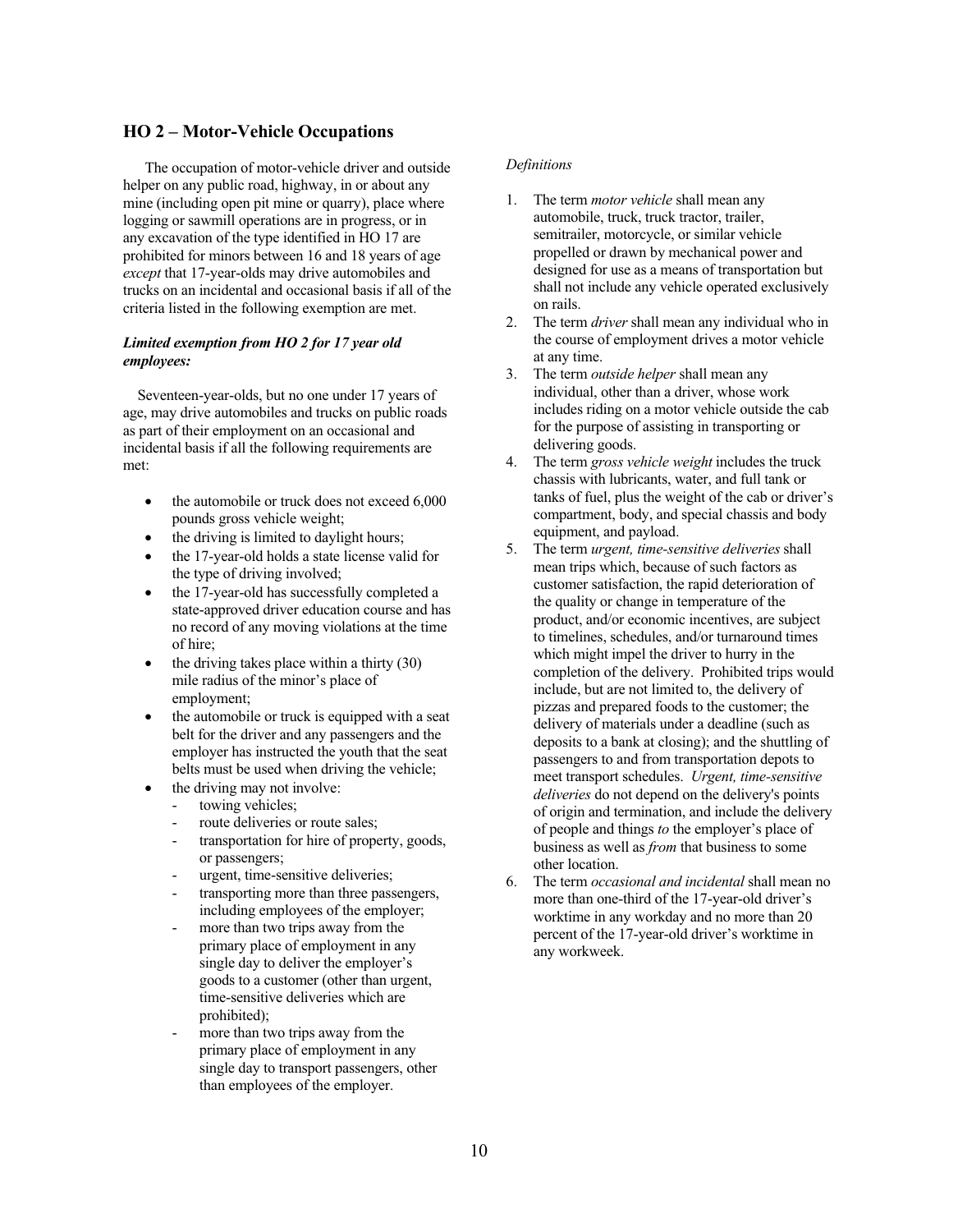## HO 2 – Motor-Vehicle Occupations

The occupation of motor-vehicle driver and outside helper on any public road, highway, in or about any mine (including open pit mine or quarry), place where logging or sawmill operations are in progress, or in any excavation of the type identified in HO 17 are prohibited for minors between 16 and 18 years of age *except* that 17-year-olds may drive automobiles and trucks on an incidental and occasional basis if all of the criteria listed in the following exemption are met.

### *Limited exemption from HO 2 for 17 year old employees:*

Seventeen-year-olds, but no one under 17 years of age, may drive automobiles and trucks on public roads as part of their employment on an occasional and incidental basis if all the following requirements are met:

- the automobile or truck does not exceed 6,000 pounds gross vehicle weight;
- the driving is limited to daylight hours;
- the 17-year-old holds a state license valid for the type of driving involved;
- the 17-year-old has successfully completed a state-approved driver education course and has no record of any moving violations at the time of hire;
- the driving takes place within a thirty (30) mile radius of the minor's place of employment;
- the automobile or truck is equipped with a seat belt for the driver and any passengers and the employer has instructed the youth that the seat belts must be used when driving the vehicle;
- the driving may not involve:
  - towing vehicles;
  - route deliveries or route sales;
  - transportation for hire of property, goods, or passengers;
  - urgent, time-sensitive deliveries;
  - transporting more than three passengers, including employees of the employer;
  - more than two trips away from the primary place of employment in any single day to deliver the employer's goods to a customer (other than urgent, time-sensitive deliveries which are prohibited);
  - more than two trips away from the primary place of employment in any single day to transport passengers, other than employees of the employer.

*Definitions*

1. The term *motor vehicle* shall mean any automobile, truck, truck tractor, trailer, semitrailer, motorcycle, or similar vehicle propelled or drawn by mechanical power and designed for use as a means of transportation but shall not include any vehicle operated exclusively on rails.
2. The term *driver* shall mean any individual who in the course of employment drives a motor vehicle at any time.
3. The term *outside helper* shall mean any individual, other than a driver, whose work includes riding on a motor vehicle outside the cab for the purpose of assisting in transporting or delivering goods.
4. The term *gross vehicle weight* includes the truck chassis with lubricants, water, and full tank or tanks of fuel, plus the weight of the cab or driver's compartment, body, and special chassis and body equipment, and payload.
5. The term *urgent, time-sensitive deliveries* shall mean trips which, because of such factors as customer satisfaction, the rapid deterioration of the quality or change in temperature of the product, and/or economic incentives, are subject to timelines, schedules, and/or turnaround times which might impel the driver to hurry in the completion of the delivery. Prohibited trips would include, but are not limited to, the delivery of pizzas and prepared foods to the customer; the delivery of materials under a deadline (such as deposits to a bank at closing); and the shuttling of passengers to and from transportation depots to meet transport schedules. *Urgent, time-sensitive deliveries* do not depend on the delivery's points of origin and termination, and include the delivery of people and things *to* the employer's place of business as well as *from* that business to some other location.
6. The term *occasional and incidental* shall mean no more than one-third of the 17-year-old driver's worktime in any workday and no more than 20 percent of the 17-year-old driver's worktime in any workweek.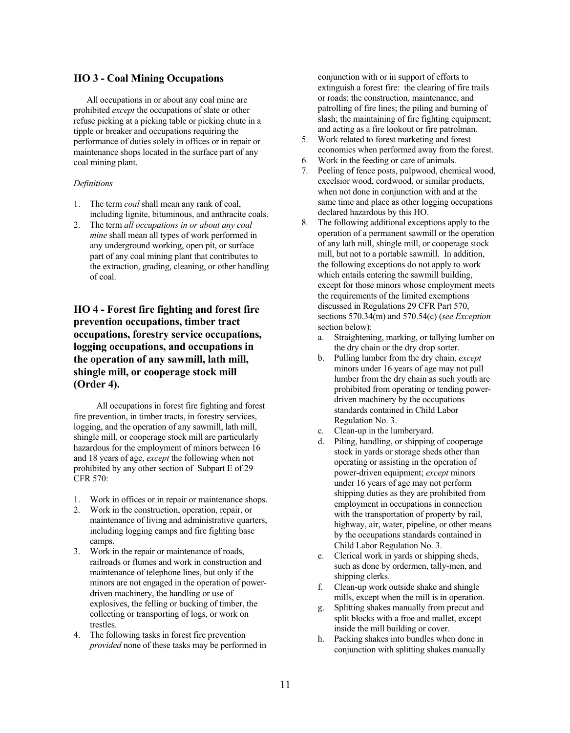## HO 3 - Coal Mining Occupations

All occupations in or about any coal mine are prohibited *except* the occupations of slate or other refuse picking at a picking table or picking chute in a tipple or breaker and occupations requiring the performance of duties solely in offices or in repair or maintenance shops located in the surface part of any coal mining plant.

*Definitions*

1. The term *coal* shall mean any rank of coal, including lignite, bituminous, and anthracite coals.
2. The term *all occupations in or about any coal mine* shall mean all types of work performed in any underground working, open pit, or surface part of any coal mining plant that contributes to the extraction, grading, cleaning, or other handling of coal.

## HO 4 - Forest fire fighting and forest fire prevention occupations, timber tract occupations, forestry service occupations, logging occupations, and occupations in the operation of any sawmill, lath mill, shingle mill, or cooperage stock mill (Order 4).

All occupations in forest fire fighting and forest fire prevention, in timber tracts, in forestry services, logging, and the operation of any sawmill, lath mill, shingle mill, or cooperage stock mill are particularly hazardous for the employment of minors between 16 and 18 years of age, *except* the following when not prohibited by any other section of Subpart E of 29 CFR 570:

1. Work in offices or in repair or maintenance shops.
2. Work in the construction, operation, repair, or maintenance of living and administrative quarters, including logging camps and fire fighting base camps.
3. Work in the repair or maintenance of roads, railroads or flumes and work in construction and maintenance of telephone lines, but only if the minors are not engaged in the operation of power-driven machinery, the handling or use of explosives, the felling or bucking of timber, the collecting or transporting of logs, or work on trestles.
4. The following tasks in forest fire prevention *provided* none of these tasks may be performed in conjunction with or in support of efforts to extinguish a forest fire: the clearing of fire trails or roads; the construction, maintenance, and patrolling of fire lines; the piling and burning of slash; the maintaining of fire fighting equipment; and acting as a fire lookout or fire patrolman.
5. Work related to forest marketing and forest economics when performed away from the forest.
6. Work in the feeding or care of animals.
7. Peeling of fence posts, pulpwood, chemical wood, excelsior wood, cordwood, or similar products, when not done in conjunction with and at the same time and place as other logging occupations declared hazardous by this HO.
8. The following additional exceptions apply to the operation of a permanent sawmill or the operation of any lath mill, shingle mill, or cooperage stock mill, but not to a portable sawmill. In addition, the following exceptions do not apply to work which entails entering the sawmill building, except for those minors whose employment meets the requirements of the limited exemptions discussed in Regulations 29 CFR Part 570, sections 570.34(m) and 570.54(c) (*see Exception* section below):
   a. Straightening, marking, or tallying lumber on the dry chain or the dry drop sorter.
   b. Pulling lumber from the dry chain, *except* minors under 16 years of age may not pull lumber from the dry chain as such youth are prohibited from operating or tending power-driven machinery by the occupations standards contained in Child Labor Regulation No. 3.
   c. Clean-up in the lumberyard.
   d. Piling, handling, or shipping of cooperage stock in yards or storage sheds other than operating or assisting in the operation of power-driven equipment; *except* minors under 16 years of age may not perform shipping duties as they are prohibited from employment in occupations in connection with the transportation of property by rail, highway, air, water, pipeline, or other means by the occupations standards contained in Child Labor Regulation No. 3.
   e. Clerical work in yards or shipping sheds, such as done by ordermen, tally-men, and shipping clerks.
   f. Clean-up work outside shake and shingle mills, except when the mill is in operation.
   g. Splitting shakes manually from precut and split blocks with a froe and mallet, except inside the mill building or cover.
   h. Packing shakes into bundles when done in conjunction with splitting shakes manually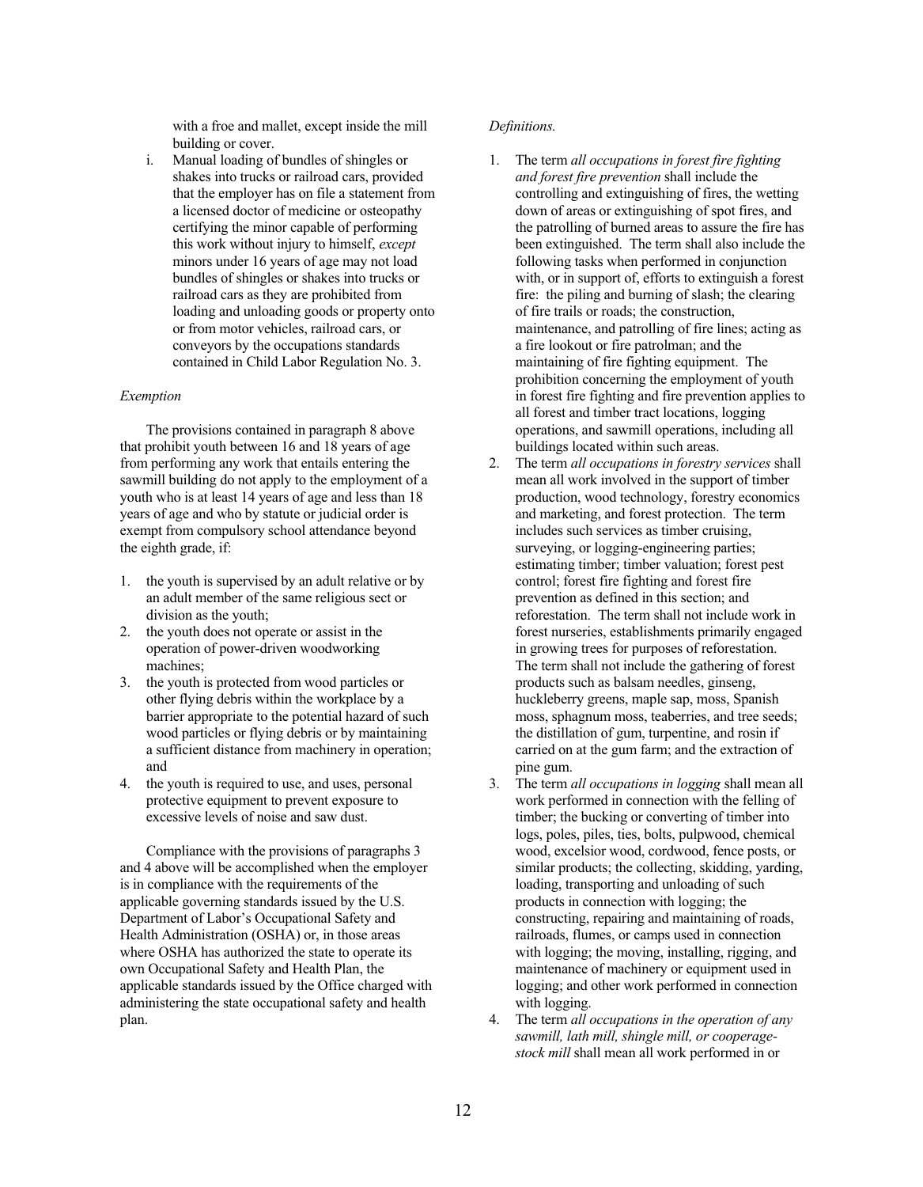with a froe and mallet, except inside the mill building or cover.

i. Manual loading of bundles of shingles or shakes into trucks or railroad cars, provided that the employer has on file a statement from a licensed doctor of medicine or osteopathy certifying the minor capable of performing this work without injury to himself, *except* minors under 16 years of age may not load bundles of shingles or shakes into trucks or railroad cars as they are prohibited from loading and unloading goods or property onto or from motor vehicles, railroad cars, or conveyors by the occupations standards contained in Child Labor Regulation No. 3.

*Exemption*

The provisions contained in paragraph 8 above that prohibit youth between 16 and 18 years of age from performing any work that entails entering the sawmill building do not apply to the employment of a youth who is at least 14 years of age and less than 18 years of age and who by statute or judicial order is exempt from compulsory school attendance beyond the eighth grade, if:

1. the youth is supervised by an adult relative or by an adult member of the same religious sect or division as the youth;
2. the youth does not operate or assist in the operation of power-driven woodworking machines;
3. the youth is protected from wood particles or other flying debris within the workplace by a barrier appropriate to the potential hazard of such wood particles or flying debris or by maintaining a sufficient distance from machinery in operation; and
4. the youth is required to use, and uses, personal protective equipment to prevent exposure to excessive levels of noise and saw dust.

Compliance with the provisions of paragraphs 3 and 4 above will be accomplished when the employer is in compliance with the requirements of the applicable governing standards issued by the U.S. Department of Labor's Occupational Safety and Health Administration (OSHA) or, in those areas where OSHA has authorized the state to operate its own Occupational Safety and Health Plan, the applicable standards issued by the Office charged with administering the state occupational safety and health plan.

*Definitions.*

1. The term *all occupations in forest fire fighting and forest fire prevention* shall include the controlling and extinguishing of fires, the wetting down of areas or extinguishing of spot fires, and the patrolling of burned areas to assure the fire has been extinguished. The term shall also include the following tasks when performed in conjunction with, or in support of, efforts to extinguish a forest fire: the piling and burning of slash; the clearing of fire trails or roads; the construction, maintenance, and patrolling of fire lines; acting as a fire lookout or fire patrolman; and the maintaining of fire fighting equipment. The prohibition concerning the employment of youth in forest fire fighting and fire prevention applies to all forest and timber tract locations, logging operations, and sawmill operations, including all buildings located within such areas.
2. The term *all occupations in forestry services* shall mean all work involved in the support of timber production, wood technology, forestry economics and marketing, and forest protection. The term includes such services as timber cruising, surveying, or logging-engineering parties; estimating timber; timber valuation; forest pest control; forest fire fighting and forest fire prevention as defined in this section; and reforestation. The term shall not include work in forest nurseries, establishments primarily engaged in growing trees for purposes of reforestation. The term shall not include the gathering of forest products such as balsam needles, ginseng, huckleberry greens, maple sap, moss, Spanish moss, sphagnum moss, teaberries, and tree seeds; the distillation of gum, turpentine, and rosin if carried on at the gum farm; and the extraction of pine gum.
3. The term *all occupations in logging* shall mean all work performed in connection with the felling of timber; the bucking or converting of timber into logs, poles, piles, ties, bolts, pulpwood, chemical wood, excelsior wood, cordwood, fence posts, or similar products; the collecting, skidding, yarding, loading, transporting and unloading of such products in connection with logging; the constructing, repairing and maintaining of roads, railroads, flumes, or camps used in connection with logging; the moving, installing, rigging, and maintenance of machinery or equipment used in logging; and other work performed in connection with logging.
4. The term *all occupations in the operation of any sawmill, lath mill, shingle mill, or cooperage-stock mill* shall mean all work performed in or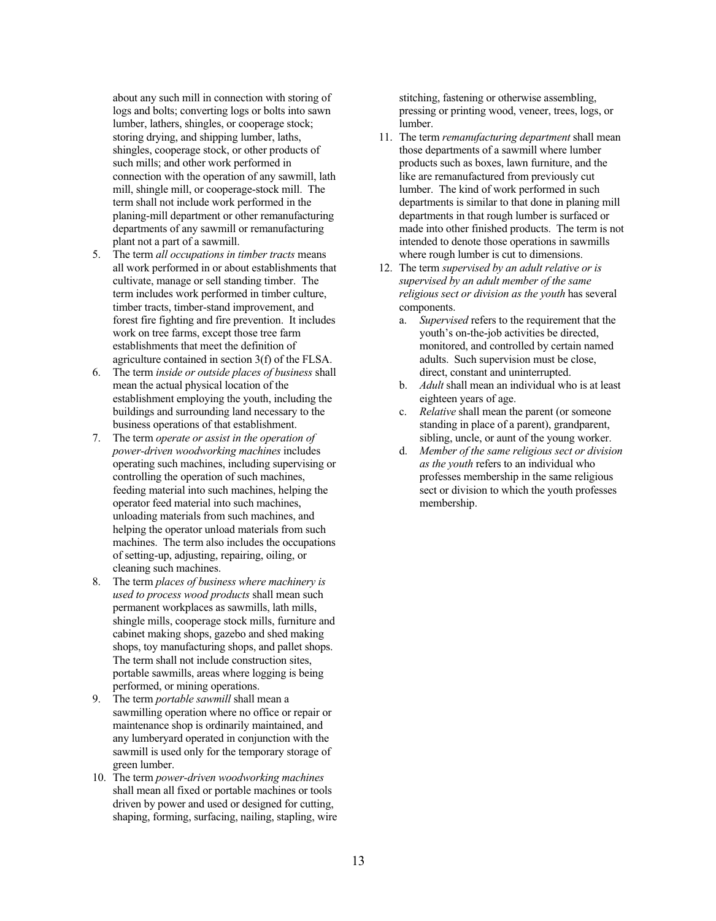about any such mill in connection with storing of logs and bolts; converting logs or bolts into sawn lumber, lathers, shingles, or cooperage stock; storing drying, and shipping lumber, laths, shingles, cooperage stock, or other products of such mills; and other work performed in connection with the operation of any sawmill, lath mill, shingle mill, or cooperage-stock mill. The term shall not include work performed in the planing-mill department or other remanufacturing departments of any sawmill or remanufacturing plant not a part of a sawmill.

5. The term *all occupations in timber tracts* means all work performed in or about establishments that cultivate, manage or sell standing timber. The term includes work performed in timber culture, timber tracts, timber-stand improvement, and forest fire fighting and fire prevention. It includes work on tree farms, except those tree farm establishments that meet the definition of agriculture contained in section 3(f) of the FLSA.
6. The term *inside or outside places of business* shall mean the actual physical location of the establishment employing the youth, including the buildings and surrounding land necessary to the business operations of that establishment.
7. The term *operate or assist in the operation of power-driven woodworking machines* includes operating such machines, including supervising or controlling the operation of such machines, feeding material into such machines, helping the operator feed material into such machines, unloading materials from such machines, and helping the operator unload materials from such machines. The term also includes the occupations of setting-up, adjusting, repairing, oiling, or cleaning such machines.
8. The term *places of business where machinery is used to process wood products* shall mean such permanent workplaces as sawmills, lath mills, shingle mills, cooperage stock mills, furniture and cabinet making shops, gazebo and shed making shops, toy manufacturing shops, and pallet shops. The term shall not include construction sites, portable sawmills, areas where logging is being performed, or mining operations.
9. The term *portable sawmill* shall mean a sawmilling operation where no office or repair or maintenance shop is ordinarily maintained, and any lumberyard operated in conjunction with the sawmill is used only for the temporary storage of green lumber.
10. The term *power-driven woodworking machines* shall mean all fixed or portable machines or tools driven by power and used or designed for cutting, shaping, forming, surfacing, nailing, stapling, wire stitching, fastening or otherwise assembling, pressing or printing wood, veneer, trees, logs, or lumber.
11. The term *remanufacturing department* shall mean those departments of a sawmill where lumber products such as boxes, lawn furniture, and the like are remanufactured from previously cut lumber. The kind of work performed in such departments is similar to that done in planing mill departments in that rough lumber is surfaced or made into other finished products. The term is not intended to denote those operations in sawmills where rough lumber is cut to dimensions.
12. The term *supervised by an adult relative or is supervised by an adult member of the same religious sect or division as the youth* has several components.
    a. *Supervised* refers to the requirement that the youth's on-the-job activities be directed, monitored, and controlled by certain named adults. Such supervision must be close, direct, constant and uninterrupted.
    b. *Adult* shall mean an individual who is at least eighteen years of age.
    c. *Relative* shall mean the parent (or someone standing in place of a parent), grandparent, sibling, uncle, or aunt of the young worker.
    d. *Member of the same religious sect or division as the youth* refers to an individual who professes membership in the same religious sect or division to which the youth professes membership.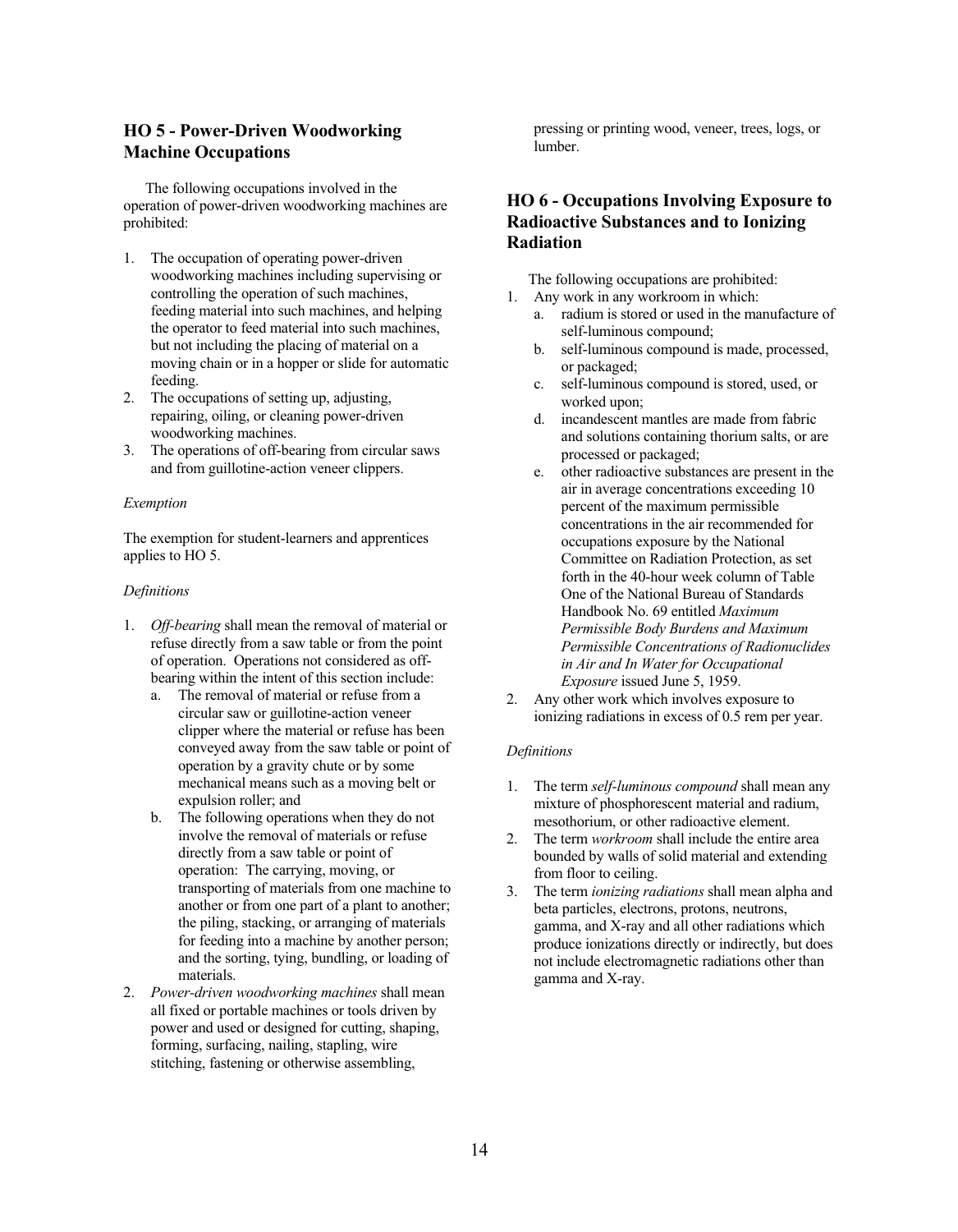## HO 5 - Power-Driven Woodworking Machine Occupations

The following occupations involved in the operation of power-driven woodworking machines are prohibited:

1. The occupation of operating power-driven woodworking machines including supervising or controlling the operation of such machines, feeding material into such machines, and helping the operator to feed material into such machines, but not including the placing of material on a moving chain or in a hopper or slide for automatic feeding.
2. The occupations of setting up, adjusting, repairing, oiling, or cleaning power-driven woodworking machines.
3. The operations of off-bearing from circular saws and from guillotine-action veneer clippers.

*Exemption*

The exemption for student-learners and apprentices applies to HO 5.

*Definitions*

1. *Off-bearing* shall mean the removal of material or refuse directly from a saw table or from the point of operation. Operations not considered as off-bearing within the intent of this section include:
   a. The removal of material or refuse from a circular saw or guillotine-action veneer clipper where the material or refuse has been conveyed away from the saw table or point of operation by a gravity chute or by some mechanical means such as a moving belt or expulsion roller; and
   b. The following operations when they do not involve the removal of materials or refuse directly from a saw table or point of operation: The carrying, moving, or transporting of materials from one machine to another or from one part of a plant to another; the piling, stacking, or arranging of materials for feeding into a machine by another person; and the sorting, tying, bundling, or loading of materials.
2. *Power-driven woodworking machines* shall mean all fixed or portable machines or tools driven by power and used or designed for cutting, shaping, forming, surfacing, nailing, stapling, wire stitching, fastening or otherwise assembling, pressing or printing wood, veneer, trees, logs, or lumber.

## HO 6 - Occupations Involving Exposure to Radioactive Substances and to Ionizing Radiation

The following occupations are prohibited:

1. Any work in any workroom in which:
   a. radium is stored or used in the manufacture of self-luminous compound;
   b. self-luminous compound is made, processed, or packaged;
   c. self-luminous compound is stored, used, or worked upon;
   d. incandescent mantles are made from fabric and solutions containing thorium salts, or are processed or packaged;
   e. other radioactive substances are present in the air in average concentrations exceeding 10 percent of the maximum permissible concentrations in the air recommended for occupations exposure by the National Committee on Radiation Protection, as set forth in the 40-hour week column of Table One of the National Bureau of Standards Handbook No. 69 entitled *Maximum Permissible Body Burdens and Maximum Permissible Concentrations of Radionuclides in Air and In Water for Occupational Exposure* issued June 5, 1959.
2. Any other work which involves exposure to ionizing radiations in excess of 0.5 rem per year.

*Definitions*

1. The term *self-luminous compound* shall mean any mixture of phosphorescent material and radium, mesothorium, or other radioactive element.
2. The term *workroom* shall include the entire area bounded by walls of solid material and extending from floor to ceiling.
3. The term *ionizing radiations* shall mean alpha and beta particles, electrons, protons, neutrons, gamma, and X-ray and all other radiations which produce ionizations directly or indirectly, but does not include electromagnetic radiations other than gamma and X-ray.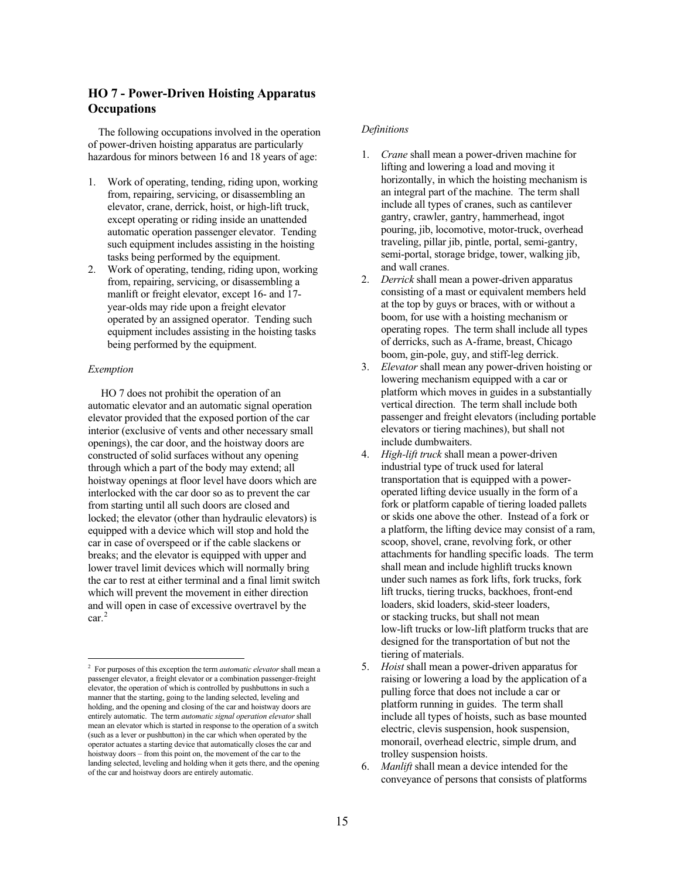## HO 7 - Power-Driven Hoisting Apparatus Occupations

The following occupations involved in the operation of power-driven hoisting apparatus are particularly hazardous for minors between 16 and 18 years of age:

1. Work of operating, tending, riding upon, working from, repairing, servicing, or disassembling an elevator, crane, derrick, hoist, or high-lift truck, except operating or riding inside an unattended automatic operation passenger elevator. Tending such equipment includes assisting in the hoisting tasks being performed by the equipment.
2. Work of operating, tending, riding upon, working from, repairing, servicing, or disassembling a manlift or freight elevator, except 16- and 17-year-olds may ride upon a freight elevator operated by an assigned operator. Tending such equipment includes assisting in the hoisting tasks being performed by the equipment.

*Exemption*

HO 7 does not prohibit the operation of an automatic elevator and an automatic signal operation elevator provided that the exposed portion of the car interior (exclusive of vents and other necessary small openings), the car door, and the hoistway doors are constructed of solid surfaces without any opening through which a part of the body may extend; all hoistway openings at floor level have doors which are interlocked with the car door so as to prevent the car from starting until all such doors are closed and locked; the elevator (other than hydraulic elevators) is equipped with a device which will stop and hold the car in case of overspeed or if the cable slackens or breaks; and the elevator is equipped with upper and lower travel limit devices which will normally bring the car to rest at either terminal and a final limit switch which will prevent the movement in either direction and will open in case of excessive overtravel by the car.[2]

[2] For purposes of this exception the term *automatic elevator* shall mean a passenger elevator, a freight elevator or a combination passenger-freight elevator, the operation of which is controlled by pushbuttons in such a manner that the starting, going to the landing selected, leveling and holding, and the opening and closing of the car and hoistway doors are entirely automatic. The term *automatic signal operation elevator* shall mean an elevator which is started in response to the operation of a switch (such as a lever or pushbutton) in the car which when operated by the operator actuates a starting device that automatically closes the car and hoistway doors – from this point on, the movement of the car to the landing selected, leveling and holding when it gets there, and the opening of the car and hoistway doors are entirely automatic.

*Definitions*

1. *Crane* shall mean a power-driven machine for lifting and lowering a load and moving it horizontally, in which the hoisting mechanism is an integral part of the machine. The term shall include all types of cranes, such as cantilever gantry, crawler, gantry, hammerhead, ingot pouring, jib, locomotive, motor-truck, overhead traveling, pillar jib, pintle, portal, semi-gantry, semi-portal, storage bridge, tower, walking jib, and wall cranes.
2. *Derrick* shall mean a power-driven apparatus consisting of a mast or equivalent members held at the top by guys or braces, with or without a boom, for use with a hoisting mechanism or operating ropes. The term shall include all types of derricks, such as A-frame, breast, Chicago boom, gin-pole, guy, and stiff-leg derrick.
3. *Elevator* shall mean any power-driven hoisting or lowering mechanism equipped with a car or platform which moves in guides in a substantially vertical direction. The term shall include both passenger and freight elevators (including portable elevators or tiering machines), but shall not include dumbwaiters.
4. *High-lift truck* shall mean a power-driven industrial type of truck used for lateral transportation that is equipped with a power-operated lifting device usually in the form of a fork or platform capable of tiering loaded pallets or skids one above the other. Instead of a fork or a platform, the lifting device may consist of a ram, scoop, shovel, crane, revolving fork, or other attachments for handling specific loads. The term shall mean and include highlift trucks known under such names as fork lifts, fork trucks, fork lift trucks, tiering trucks, backhoes, front-end loaders, skid loaders, skid-steer loaders, or stacking trucks, but shall not mean low-lift trucks or low-lift platform trucks that are designed for the transportation of but not the tiering of materials.
5. *Hoist* shall mean a power-driven apparatus for raising or lowering a load by the application of a pulling force that does not include a car or platform running in guides. The term shall include all types of hoists, such as base mounted electric, clevis suspension, hook suspension, monorail, overhead electric, simple drum, and trolley suspension hoists.
6. *Manlift* shall mean a device intended for the conveyance of persons that consists of platforms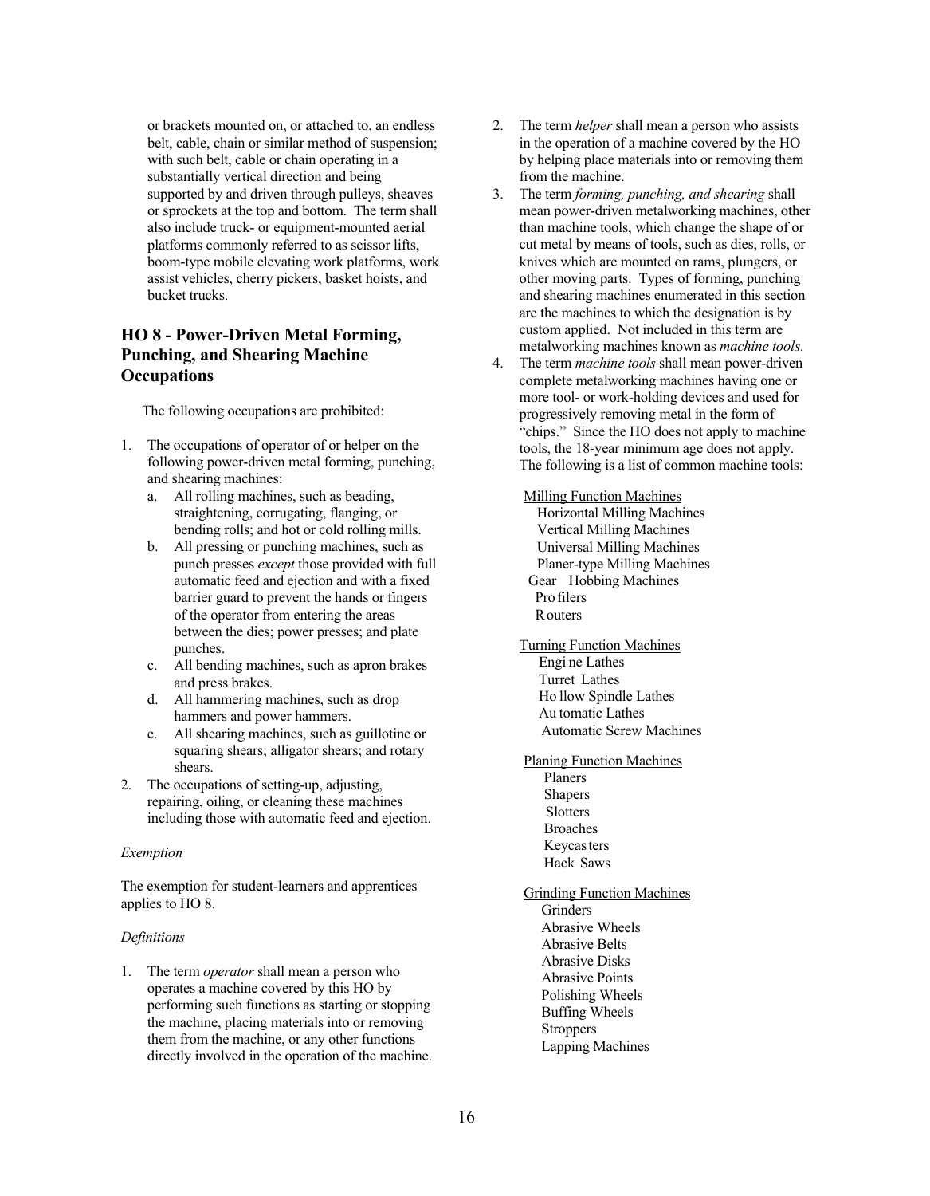or brackets mounted on, or attached to, an endless belt, cable, chain or similar method of suspension; with such belt, cable or chain operating in a substantially vertical direction and being supported by and driven through pulleys, sheaves or sprockets at the top and bottom. The term shall also include truck- or equipment-mounted aerial platforms commonly referred to as scissor lifts, boom-type mobile elevating work platforms, work assist vehicles, cherry pickers, basket hoists, and bucket trucks.

## HO 8 - Power-Driven Metal Forming, Punching, and Shearing Machine Occupations

The following occupations are prohibited:

1. The occupations of operator of or helper on the following power-driven metal forming, punching, and shearing machines:
   a. All rolling machines, such as beading, straightening, corrugating, flanging, or bending rolls; and hot or cold rolling mills.
   b. All pressing or punching machines, such as punch presses *except* those provided with full automatic feed and ejection and with a fixed barrier guard to prevent the hands or fingers of the operator from entering the areas between the dies; power presses; and plate punches.
   c. All bending machines, such as apron brakes and press brakes.
   d. All hammering machines, such as drop hammers and power hammers.
   e. All shearing machines, such as guillotine or squaring shears; alligator shears; and rotary shears.
2. The occupations of setting-up, adjusting, repairing, oiling, or cleaning these machines including those with automatic feed and ejection.

*Exemption*

The exemption for student-learners and apprentices applies to HO 8.

*Definitions*

1. The term *operator* shall mean a person who operates a machine covered by this HO by performing such functions as starting or stopping the machine, placing materials into or removing them from the machine, or any other functions directly involved in the operation of the machine.
2. The term *helper* shall mean a person who assists in the operation of a machine covered by the HO by helping place materials into or removing them from the machine.
3. The term *forming, punching, and shearing* shall mean power-driven metalworking machines, other than machine tools, which change the shape of or cut metal by means of tools, such as dies, rolls, or knives which are mounted on rams, plungers, or other moving parts. Types of forming, punching and shearing machines enumerated in this section are the machines to which the designation is by custom applied. Not included in this term are metalworking machines known as *machine tools*.
4. The term *machine tools* shall mean power-driven complete metalworking machines having one or more tool- or work-holding devices and used for progressively removing metal in the form of "chips." Since the HO does not apply to machine tools, the 18-year minimum age does not apply. The following is a list of common machine tools:

   Milling Function Machines
   - Horizontal Milling Machines
   - Vertical Milling Machines
   - Universal Milling Machines
   - Planer-type Milling Machines
   - Gear Hobbing Machines
   - Profilers
   - Routers

   Turning Function Machines
   - Engine Lathes
   - Turret Lathes
   - Hollow Spindle Lathes
   - Automatic Lathes
   - Automatic Screw Machines

   Planing Function Machines
   - Planers
   - Shapers
   - Slotters
   - Broaches
   - Keycasters
   - Hack Saws

   Grinding Function Machines
   - Grinders
   - Abrasive Wheels
   - Abrasive Belts
   - Abrasive Disks
   - Abrasive Points
   - Polishing Wheels
   - Buffing Wheels
   - Stroppers
   - Lapping Machines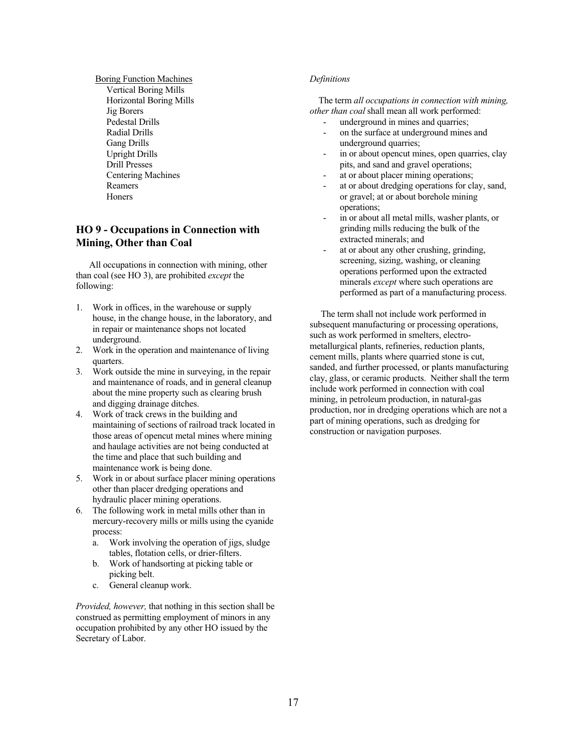Boring Function Machines

- Vertical Boring Mills
- Horizontal Boring Mills
- Jig Borers
- Pedestal Drills
- Radial Drills
- Gang Drills
- Upright Drills
- Drill Presses
- Centering Machines
- Reamers
- Honers

## HO 9 - Occupations in Connection with Mining, Other than Coal

All occupations in connection with mining, other than coal (see HO 3), are prohibited *except* the following:

1. Work in offices, in the warehouse or supply house, in the change house, in the laboratory, and in repair or maintenance shops not located underground.
2. Work in the operation and maintenance of living quarters.
3. Work outside the mine in surveying, in the repair and maintenance of roads, and in general cleanup about the mine property such as clearing brush and digging drainage ditches.
4. Work of track crews in the building and maintaining of sections of railroad track located in those areas of opencut metal mines where mining and haulage activities are not being conducted at the time and place that such building and maintenance work is being done.
5. Work in or about surface placer mining operations other than placer dredging operations and hydraulic placer mining operations.
6. The following work in metal mills other than in mercury-recovery mills or mills using the cyanide process:
   a. Work involving the operation of jigs, sludge tables, flotation cells, or drier-filters.
   b. Work of handsorting at picking table or picking belt.
   c. General cleanup work.

*Provided, however,* that nothing in this section shall be construed as permitting employment of minors in any occupation prohibited by any other HO issued by the Secretary of Labor.

*Definitions*

The term *all occupations in connection with mining, other than coal* shall mean all work performed:

- underground in mines and quarries;
- on the surface at underground mines and underground quarries;
- in or about opencut mines, open quarries, clay pits, and sand and gravel operations;
- at or about placer mining operations;
- at or about dredging operations for clay, sand, or gravel; at or about borehole mining operations;
- in or about all metal mills, washer plants, or grinding mills reducing the bulk of the extracted minerals; and
- at or about any other crushing, grinding, screening, sizing, washing, or cleaning operations performed upon the extracted minerals *except* where such operations are performed as part of a manufacturing process.

The term shall not include work performed in subsequent manufacturing or processing operations, such as work performed in smelters, electro-metallurgical plants, refineries, reduction plants, cement mills, plants where quarried stone is cut, sanded, and further processed, or plants manufacturing clay, glass, or ceramic products. Neither shall the term include work performed in connection with coal mining, in petroleum production, in natural-gas production, nor in dredging operations which are not a part of mining operations, such as dredging for construction or navigation purposes.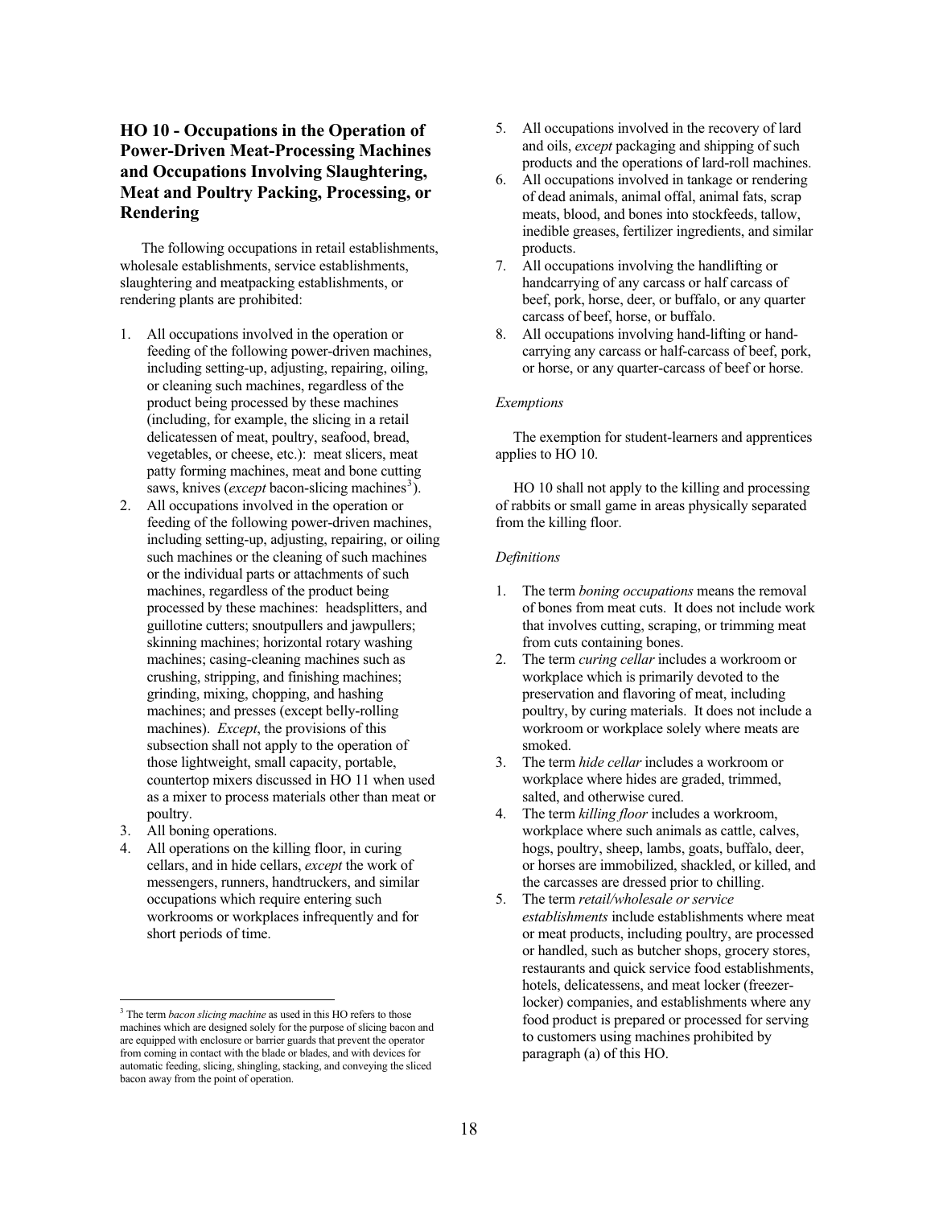## HO 10 - Occupations in the Operation of Power-Driven Meat-Processing Machines and Occupations Involving Slaughtering, Meat and Poultry Packing, Processing, or Rendering

The following occupations in retail establishments, wholesale establishments, service establishments, slaughtering and meatpacking establishments, or rendering plants are prohibited:

1. All occupations involved in the operation or feeding of the following power-driven machines, including setting-up, adjusting, repairing, oiling, or cleaning such machines, regardless of the product being processed by these machines (including, for example, the slicing in a retail delicatessen of meat, poultry, seafood, bread, vegetables, or cheese, etc.): meat slicers, meat patty forming machines, meat and bone cutting saws, knives (*except* bacon-slicing machines[3]).
2. All occupations involved in the operation or feeding of the following power-driven machines, including setting-up, adjusting, repairing, or oiling such machines or the cleaning of such machines or the individual parts or attachments of such machines, regardless of the product being processed by these machines: headsplitters, and guillotine cutters; snoutpullers and jawpullers; skinning machines; horizontal rotary washing machines; casing-cleaning machines such as crushing, stripping, and finishing machines; grinding, mixing, chopping, and hashing machines; and presses (except belly-rolling machines). *Except*, the provisions of this subsection shall not apply to the operation of those lightweight, small capacity, portable, countertop mixers discussed in HO 11 when used as a mixer to process materials other than meat or poultry.
3. All boning operations.
4. All operations on the killing floor, in curing cellars, and in hide cellars, *except* the work of messengers, runners, handtruckers, and similar occupations which require entering such workrooms or workplaces infrequently and for short periods of time.
5. All occupations involved in the recovery of lard and oils, *except* packaging and shipping of such products and the operations of lard-roll machines.
6. All occupations involved in tankage or rendering of dead animals, animal offal, animal fats, scrap meats, blood, and bones into stockfeeds, tallow, inedible greases, fertilizer ingredients, and similar products.
7. All occupations involving the handlifting or handcarrying of any carcass or half carcass of beef, pork, horse, deer, or buffalo, or any quarter carcass of beef, horse, or buffalo.
8. All occupations involving hand-lifting or hand-carrying any carcass or half-carcass of beef, pork, or horse, or any quarter-carcass of beef or horse.

*Exemptions*

The exemption for student-learners and apprentices applies to HO 10.

HO 10 shall not apply to the killing and processing of rabbits or small game in areas physically separated from the killing floor.

*Definitions*

1. The term *boning occupations* means the removal of bones from meat cuts. It does not include work that involves cutting, scraping, or trimming meat from cuts containing bones.
2. The term *curing cellar* includes a workroom or workplace which is primarily devoted to the preservation and flavoring of meat, including poultry, by curing materials. It does not include a workroom or workplace solely where meats are smoked.
3. The term *hide cellar* includes a workroom or workplace where hides are graded, trimmed, salted, and otherwise cured.
4. The term *killing floor* includes a workroom, workplace where such animals as cattle, calves, hogs, poultry, sheep, lambs, goats, buffalo, deer, or horses are immobilized, shackled, or killed, and the carcasses are dressed prior to chilling.
5. The term *retail/wholesale or service establishments* include establishments where meat or meat products, including poultry, are processed or handled, such as butcher shops, grocery stores, restaurants and quick service food establishments, hotels, delicatessens, and meat locker (freezer-locker) companies, and establishments where any food product is prepared or processed for serving to customers using machines prohibited by paragraph (a) of this HO.

[3] The term *bacon slicing machine* as used in this HO refers to those machines which are designed solely for the purpose of slicing bacon and are equipped with enclosure or barrier guards that prevent the operator from coming in contact with the blade or blades, and with devices for automatic feeding, slicing, shingling, stacking, and conveying the sliced bacon away from the point of operation.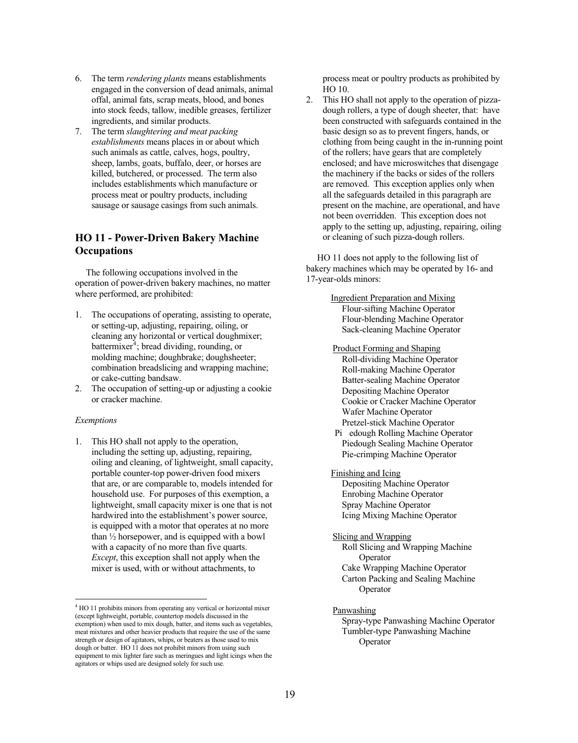6. The term *rendering plants* means establishments engaged in the conversion of dead animals, animal offal, animal fats, scrap meats, blood, and bones into stock feeds, tallow, inedible greases, fertilizer ingredients, and similar products.
7. The term *slaughtering and meat packing establishments* means places in or about which such animals as cattle, calves, hogs, poultry, sheep, lambs, goats, buffalo, deer, or horses are killed, butchered, or processed. The term also includes establishments which manufacture or process meat or poultry products, including sausage or sausage casings from such animals.

## HO 11 - Power-Driven Bakery Machine Occupations

The following occupations involved in the operation of power-driven bakery machines, no matter where performed, are prohibited:

1. The occupations of operating, assisting to operate, or setting-up, adjusting, repairing, oiling, or cleaning any horizontal or vertical doughmixer; battermixer[4]; bread dividing, rounding, or molding machine; doughbrake; doughsheeter; combination breadslicing and wrapping machine; or cake-cutting bandsaw.
2. The occupation of setting-up or adjusting a cookie or cracker machine.

*Exemptions*

1. This HO shall not apply to the operation, including the setting up, adjusting, repairing, oiling and cleaning, of lightweight, small capacity, portable counter-top power-driven food mixers that are, or are comparable to, models intended for household use. For purposes of this exemption, a lightweight, small capacity mixer is one that is not hardwired into the establishment's power source, is equipped with a motor that operates at no more than ½ horsepower, and is equipped with a bowl with a capacity of no more than five quarts. *Except*, this exception shall not apply when the mixer is used, with or without attachments, to process meat or poultry products as prohibited by HO 10.
2. This HO shall not apply to the operation of pizza-dough rollers, a type of dough sheeter, that: have been constructed with safeguards contained in the basic design so as to prevent fingers, hands, or clothing from being caught in the in-running point of the rollers; have gears that are completely enclosed; and have microswitches that disengage the machinery if the backs or sides of the rollers are removed. This exception applies only when all the safeguards detailed in this paragraph are present on the machine, are operational, and have not been overridden. This exception does not apply to the setting up, adjusting, repairing, oiling or cleaning of such pizza-dough rollers.

HO 11 does not apply to the following list of bakery machines which may be operated by 16- and 17-year-olds minors:

Ingredient Preparation and Mixing
- Flour-sifting Machine Operator
- Flour-blending Machine Operator
- Sack-cleaning Machine Operator

Product Forming and Shaping
- Roll-dividing Machine Operator
- Roll-making Machine Operator
- Batter-sealing Machine Operator
- Depositing Machine Operator
- Cookie or Cracker Machine Operator
- Wafer Machine Operator
- Pretzel-stick Machine Operator
- Piedough Rolling Machine Operator
- Piedough Sealing Machine Operator
- Pie-crimping Machine Operator

Finishing and Icing
- Depositing Machine Operator
- Enrobing Machine Operator
- Spray Machine Operator
- Icing Mixing Machine Operator

Slicing and Wrapping
- Roll Slicing and Wrapping Machine Operator
- Cake Wrapping Machine Operator
- Carton Packing and Sealing Machine Operator

Panwashing
- Spray-type Panwashing Machine Operator
- Tumbler-type Panwashing Machine Operator

[4] HO 11 prohibits minors from operating any vertical or horizontal mixer (except lightweight, portable, countertop models discussed in the exemption) when used to mix dough, batter, and items such as vegetables, meat mixtures and other heavier products that require the use of the same strength or design of agitators, whips, or beaters as those used to mix dough or batter. HO 11 does not prohibit minors from using such equipment to mix lighter fare such as meringues and light icings when the agitators or whips used are designed solely for such use.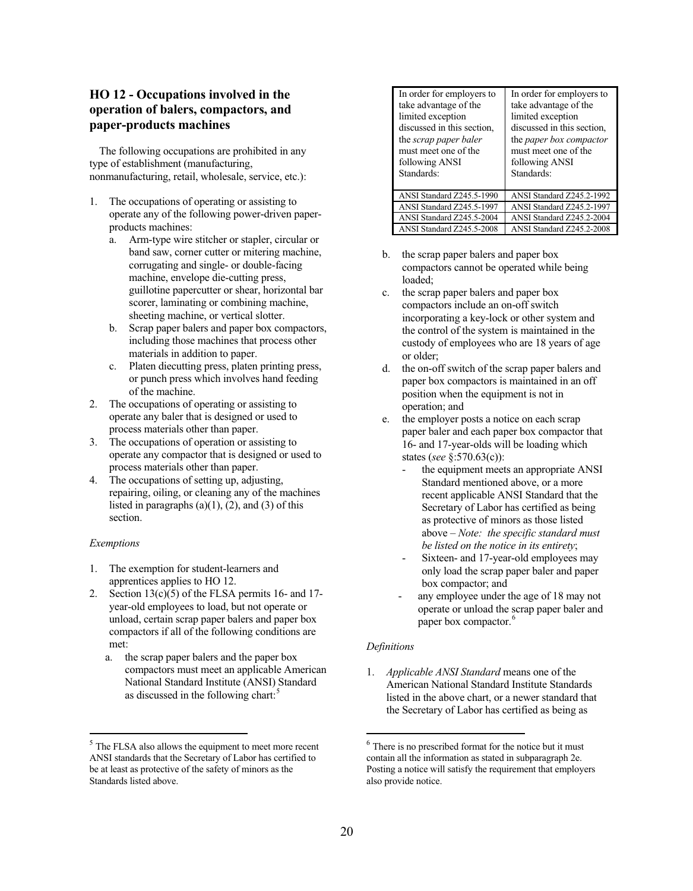## HO 12 - Occupations involved in the operation of balers, compactors, and paper-products machines

The following occupations are prohibited in any type of establishment (manufacturing, nonmanufacturing, retail, wholesale, service, etc.):

1. The occupations of operating or assisting to operate any of the following power-driven paper-products machines:
   a. Arm-type wire stitcher or stapler, circular or band saw, corner cutter or mitering machine, corrugating and single- or double-facing machine, envelope die-cutting press, guillotine papercutter or shear, horizontal bar scorer, laminating or combining machine, sheeting machine, or vertical slotter.
   b. Scrap paper balers and paper box compactors, including those machines that process other materials in addition to paper.
   c. Platen diecutting press, platen printing press, or punch press which involves hand feeding of the machine.
2. The occupations of operating or assisting to operate any baler that is designed or used to process materials other than paper.
3. The occupations of operation or assisting to operate any compactor that is designed or used to process materials other than paper.
4. The occupations of setting up, adjusting, repairing, oiling, or cleaning any of the machines listed in paragraphs (a)(1), (2), and (3) of this section.

*Exemptions*

1. The exemption for student-learners and apprentices applies to HO 12.
2. Section 13(c)(5) of the FLSA permits 16- and 17-year-old employees to load, but not operate or unload, certain scrap paper balers and paper box compactors if all of the following conditions are met:
   a. the scrap paper balers and the paper box compactors must meet an applicable American National Standard Institute (ANSI) Standard as discussed in the following chart:[5]

| In order for employers to take advantage of the limited exception discussed in this section, the *scrap paper baler* must meet one of the following ANSI Standards: | In order for employers to take advantage of the limited exception discussed in this section, the *paper box compactor* must meet one of the following ANSI Standards: |
|---|---|
| ANSI Standard Z245.5-1990 | ANSI Standard Z245.2-1992 |
| ANSI Standard Z245.5-1997 | ANSI Standard Z245.2-1997 |
| ANSI Standard Z245.5-2004 | ANSI Standard Z245.2-2004 |
| ANSI Standard Z245.5-2008 | ANSI Standard Z245.2-2008 |

   b. the scrap paper balers and paper box compactors cannot be operated while being loaded;
   c. the scrap paper balers and paper box compactors include an on-off switch incorporating a key-lock or other system and the control of the system is maintained in the custody of employees who are 18 years of age or older;
   d. the on-off switch of the scrap paper balers and paper box compactors is maintained in an off position when the equipment is not in operation; and
   e. the employer posts a notice on each scrap paper baler and each paper box compactor that 16- and 17-year-olds will be loading which states (*see* §:570.63(c)):
      - the equipment meets an appropriate ANSI Standard mentioned above, or a more recent applicable ANSI Standard that the Secretary of Labor has certified as being as protective of minors as those listed above – *Note: the specific standard must be listed on the notice in its entirety*;
      - Sixteen- and 17-year-old employees may only load the scrap paper baler and paper box compactor; and
      - any employee under the age of 18 may not operate or unload the scrap paper baler and paper box compactor.[6]

*Definitions*

1. *Applicable ANSI Standard* means one of the American National Standard Institute Standards listed in the above chart, or a newer standard that the Secretary of Labor has certified as being as

[5] The FLSA also allows the equipment to meet more recent ANSI standards that the Secretary of Labor has certified to be at least as protective of the safety of minors as the Standards listed above.

[6] There is no prescribed format for the notice but it must contain all the information as stated in subparagraph 2e. Posting a notice will satisfy the requirement that employers also provide notice.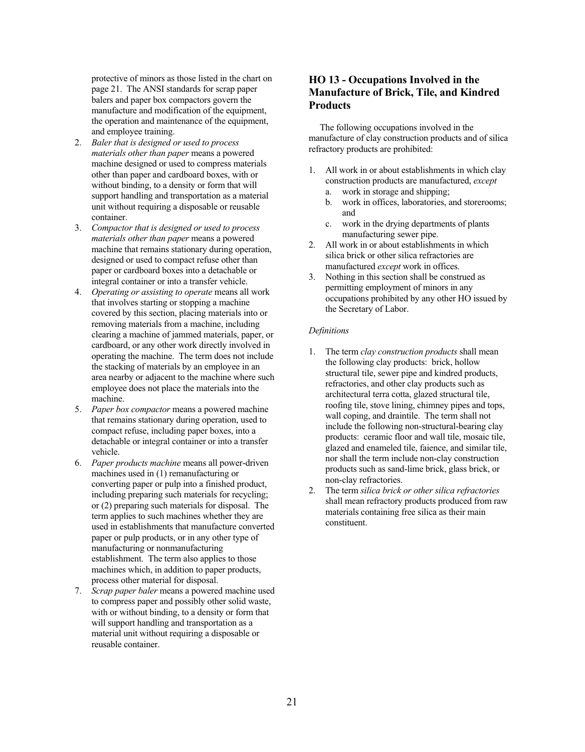protective of minors as those listed in the chart on page 21. The ANSI standards for scrap paper balers and paper box compactors govern the manufacture and modification of the equipment, the operation and maintenance of the equipment, and employee training.

2. *Baler that is designed or used to process materials other than paper* means a powered machine designed or used to compress materials other than paper and cardboard boxes, with or without binding, to a density or form that will support handling and transportation as a material unit without requiring a disposable or reusable container.
3. *Compactor that is designed or used to process materials other than paper* means a powered machine that remains stationary during operation, designed or used to compact refuse other than paper or cardboard boxes into a detachable or integral container or into a transfer vehicle.
4. *Operating or assisting to operate* means all work that involves starting or stopping a machine covered by this section, placing materials into or removing materials from a machine, including clearing a machine of jammed materials, paper, or cardboard, or any other work directly involved in operating the machine. The term does not include the stacking of materials by an employee in an area nearby or adjacent to the machine where such employee does not place the materials into the machine.
5. *Paper box compactor* means a powered machine that remains stationary during operation, used to compact refuse, including paper boxes, into a detachable or integral container or into a transfer vehicle.
6. *Paper products machine* means all power-driven machines used in (1) remanufacturing or converting paper or pulp into a finished product, including preparing such materials for recycling; or (2) preparing such materials for disposal. The term applies to such machines whether they are used in establishments that manufacture converted paper or pulp products, or in any other type of manufacturing or nonmanufacturing establishment. The term also applies to those machines which, in addition to paper products, process other material for disposal.
7. *Scrap paper baler* means a powered machine used to compress paper and possibly other solid waste, with or without binding, to a density or form that will support handling and transportation as a material unit without requiring a disposable or reusable container.

## HO 13 - Occupations Involved in the Manufacture of Brick, Tile, and Kindred Products

The following occupations involved in the manufacture of clay construction products and of silica refractory products are prohibited:

1. All work in or about establishments in which clay construction products are manufactured, *except*
   a. work in storage and shipping;
   b. work in offices, laboratories, and storerooms; and
   c. work in the drying departments of plants manufacturing sewer pipe.
2. All work in or about establishments in which silica brick or other silica refractories are manufactured *except* work in offices.
3. Nothing in this section shall be construed as permitting employment of minors in any occupations prohibited by any other HO issued by the Secretary of Labor.

*Definitions*

1. The term *clay construction products* shall mean the following clay products: brick, hollow structural tile, sewer pipe and kindred products, refractories, and other clay products such as architectural terra cotta, glazed structural tile, roofing tile, stove lining, chimney pipes and tops, wall coping, and draintile. The term shall not include the following non-structural-bearing clay products: ceramic floor and wall tile, mosaic tile, glazed and enameled tile, faience, and similar tile, nor shall the term include non-clay construction products such as sand-lime brick, glass brick, or non-clay refractories.
2. The term *silica brick or other silica refractories* shall mean refractory products produced from raw materials containing free silica as their main constituent.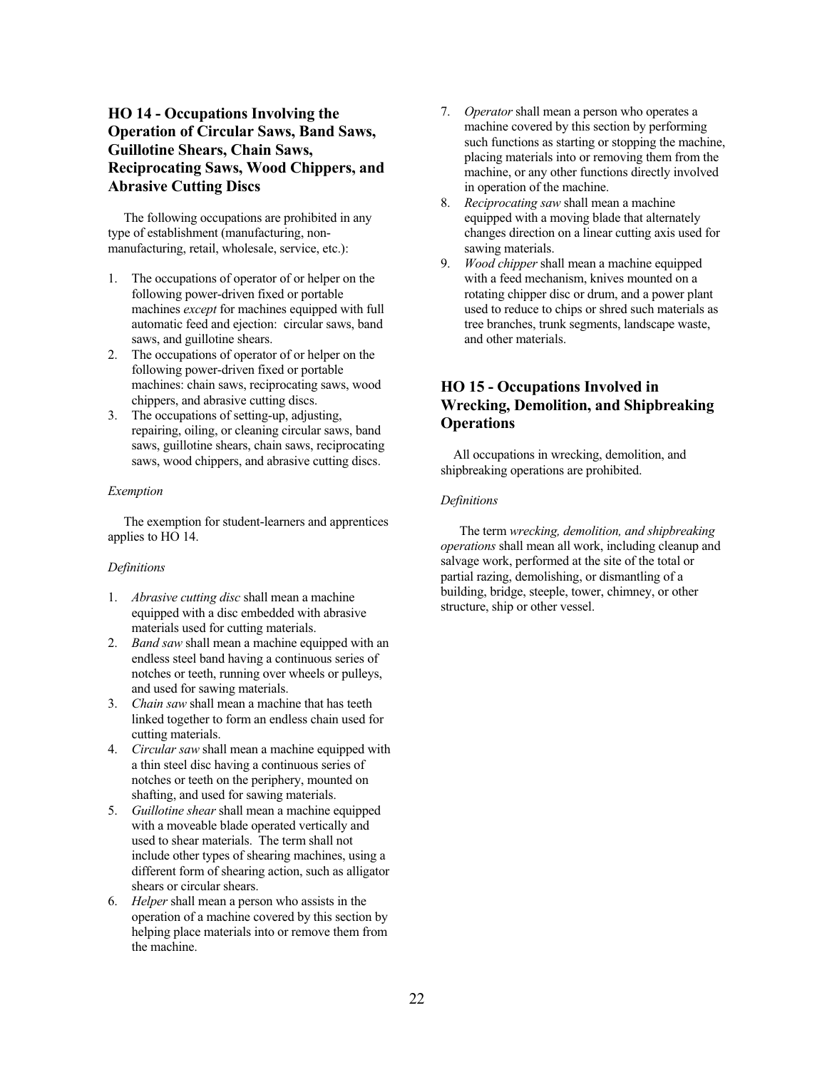## HO 14 - Occupations Involving the Operation of Circular Saws, Band Saws, Guillotine Shears, Chain Saws, Reciprocating Saws, Wood Chippers, and Abrasive Cutting Discs

The following occupations are prohibited in any type of establishment (manufacturing, non-manufacturing, retail, wholesale, service, etc.):

1. The occupations of operator of or helper on the following power-driven fixed or portable machines *except* for machines equipped with full automatic feed and ejection: circular saws, band saws, and guillotine shears.
2. The occupations of operator of or helper on the following power-driven fixed or portable machines: chain saws, reciprocating saws, wood chippers, and abrasive cutting discs.
3. The occupations of setting-up, adjusting, repairing, oiling, or cleaning circular saws, band saws, guillotine shears, chain saws, reciprocating saws, wood chippers, and abrasive cutting discs.

*Exemption*

The exemption for student-learners and apprentices applies to HO 14.

*Definitions*

1. *Abrasive cutting disc* shall mean a machine equipped with a disc embedded with abrasive materials used for cutting materials.
2. *Band saw* shall mean a machine equipped with an endless steel band having a continuous series of notches or teeth, running over wheels or pulleys, and used for sawing materials.
3. *Chain saw* shall mean a machine that has teeth linked together to form an endless chain used for cutting materials.
4. *Circular saw* shall mean a machine equipped with a thin steel disc having a continuous series of notches or teeth on the periphery, mounted on shafting, and used for sawing materials.
5. *Guillotine shear* shall mean a machine equipped with a moveable blade operated vertically and used to shear materials. The term shall not include other types of shearing machines, using a different form of shearing action, such as alligator shears or circular shears.
6. *Helper* shall mean a person who assists in the operation of a machine covered by this section by helping place materials into or remove them from the machine.
7. *Operator* shall mean a person who operates a machine covered by this section by performing such functions as starting or stopping the machine, placing materials into or removing them from the machine, or any other functions directly involved in operation of the machine.
8. *Reciprocating saw* shall mean a machine equipped with a moving blade that alternately changes direction on a linear cutting axis used for sawing materials.
9. *Wood chipper* shall mean a machine equipped with a feed mechanism, knives mounted on a rotating chipper disc or drum, and a power plant used to reduce to chips or shred such materials as tree branches, trunk segments, landscape waste, and other materials.

## HO 15 - Occupations Involved in Wrecking, Demolition, and Shipbreaking Operations

All occupations in wrecking, demolition, and shipbreaking operations are prohibited.

*Definitions*

The term *wrecking, demolition, and shipbreaking operations* shall mean all work, including cleanup and salvage work, performed at the site of the total or partial razing, demolishing, or dismantling of a building, bridge, steeple, tower, chimney, or other structure, ship or other vessel.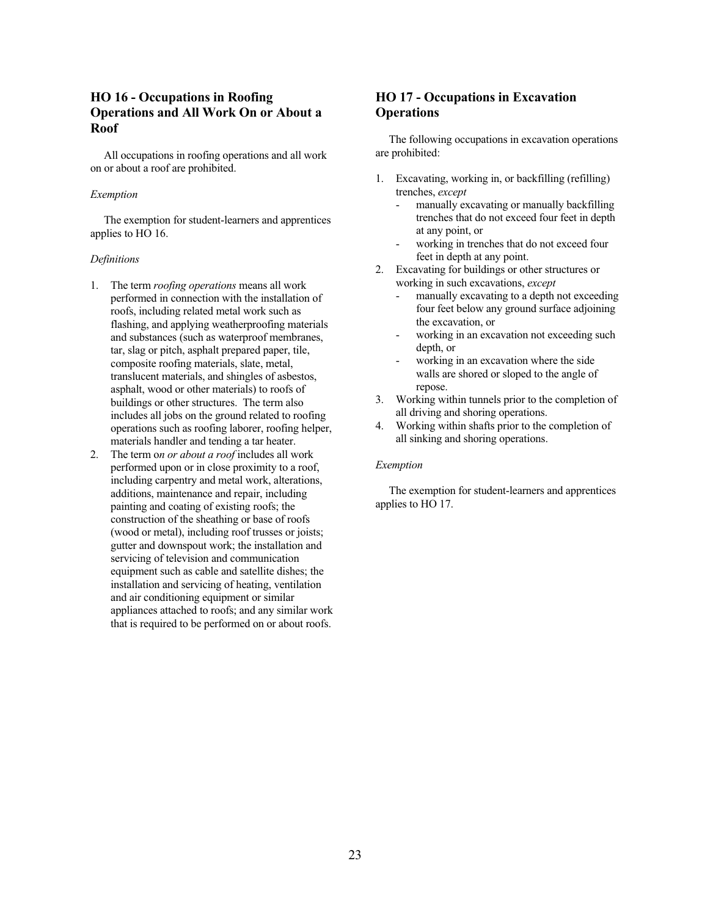## HO 16 - Occupations in Roofing Operations and All Work On or About a Roof

All occupations in roofing operations and all work on or about a roof are prohibited.

*Exemption*

The exemption for student-learners and apprentices applies to HO 16.

*Definitions*

1. The term *roofing operations* means all work performed in connection with the installation of roofs, including related metal work such as flashing, and applying weatherproofing materials and substances (such as waterproof membranes, tar, slag or pitch, asphalt prepared paper, tile, composite roofing materials, slate, metal, translucent materials, and shingles of asbestos, asphalt, wood or other materials) to roofs of buildings or other structures. The term also includes all jobs on the ground related to roofing operations such as roofing laborer, roofing helper, materials handler and tending a tar heater.
2. The term o*n or about a roof* includes all work performed upon or in close proximity to a roof, including carpentry and metal work, alterations, additions, maintenance and repair, including painting and coating of existing roofs; the construction of the sheathing or base of roofs (wood or metal), including roof trusses or joists; gutter and downspout work; the installation and servicing of television and communication equipment such as cable and satellite dishes; the installation and servicing of heating, ventilation and air conditioning equipment or similar appliances attached to roofs; and any similar work that is required to be performed on or about roofs.

## HO 17 - Occupations in Excavation Operations

The following occupations in excavation operations are prohibited:

1. Excavating, working in, or backfilling (refilling) trenches, *except*
   - manually excavating or manually backfilling trenches that do not exceed four feet in depth at any point, or
   - working in trenches that do not exceed four feet in depth at any point.
2. Excavating for buildings or other structures or working in such excavations, *except*
   - manually excavating to a depth not exceeding four feet below any ground surface adjoining the excavation, or
   - working in an excavation not exceeding such depth, or
   - working in an excavation where the side walls are shored or sloped to the angle of repose.
3. Working within tunnels prior to the completion of all driving and shoring operations.
4. Working within shafts prior to the completion of all sinking and shoring operations.

*Exemption*

The exemption for student-learners and apprentices applies to HO 17.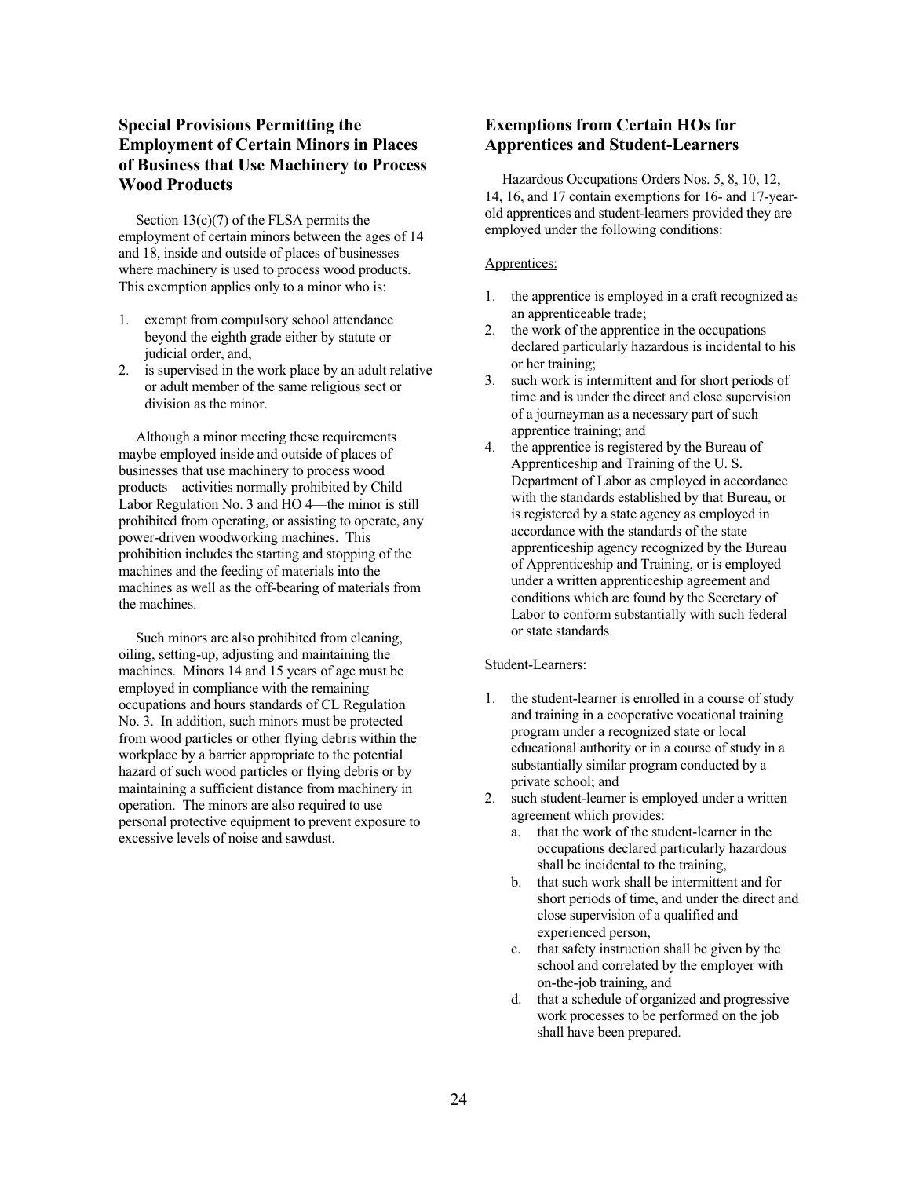## Special Provisions Permitting the Employment of Certain Minors in Places of Business that Use Machinery to Process Wood Products

Section 13(c)(7) of the FLSA permits the employment of certain minors between the ages of 14 and 18, inside and outside of places of businesses where machinery is used to process wood products. This exemption applies only to a minor who is:

1. exempt from compulsory school attendance beyond the eighth grade either by statute or judicial order, and,
2. is supervised in the work place by an adult relative or adult member of the same religious sect or division as the minor.

Although a minor meeting these requirements maybe employed inside and outside of places of businesses that use machinery to process wood products—activities normally prohibited by Child Labor Regulation No. 3 and HO 4—the minor is still prohibited from operating, or assisting to operate, any power-driven woodworking machines. This prohibition includes the starting and stopping of the machines and the feeding of materials into the machines as well as the off-bearing of materials from the machines.

Such minors are also prohibited from cleaning, oiling, setting-up, adjusting and maintaining the machines. Minors 14 and 15 years of age must be employed in compliance with the remaining occupations and hours standards of CL Regulation No. 3. In addition, such minors must be protected from wood particles or other flying debris within the workplace by a barrier appropriate to the potential hazard of such wood particles or flying debris or by maintaining a sufficient distance from machinery in operation. The minors are also required to use personal protective equipment to prevent exposure to excessive levels of noise and sawdust.

## Exemptions from Certain HOs for Apprentices and Student-Learners

Hazardous Occupations Orders Nos. 5, 8, 10, 12, 14, 16, and 17 contain exemptions for 16- and 17-year-old apprentices and student-learners provided they are employed under the following conditions:

Apprentices:

1. the apprentice is employed in a craft recognized as an apprenticeable trade;
2. the work of the apprentice in the occupations declared particularly hazardous is incidental to his or her training;
3. such work is intermittent and for short periods of time and is under the direct and close supervision of a journeyman as a necessary part of such apprentice training; and
4. the apprentice is registered by the Bureau of Apprenticeship and Training of the U. S. Department of Labor as employed in accordance with the standards established by that Bureau, or is registered by a state agency as employed in accordance with the standards of the state apprenticeship agency recognized by the Bureau of Apprenticeship and Training, or is employed under a written apprenticeship agreement and conditions which are found by the Secretary of Labor to conform substantially with such federal or state standards.

Student-Learners:

1. the student-learner is enrolled in a course of study and training in a cooperative vocational training program under a recognized state or local educational authority or in a course of study in a substantially similar program conducted by a private school; and
2. such student-learner is employed under a written agreement which provides:
   a. that the work of the student-learner in the occupations declared particularly hazardous shall be incidental to the training,
   b. that such work shall be intermittent and for short periods of time, and under the direct and close supervision of a qualified and experienced person,
   c. that safety instruction shall be given by the school and correlated by the employer with on-the-job training, and
   d. that a schedule of organized and progressive work processes to be performed on the job shall have been prepared.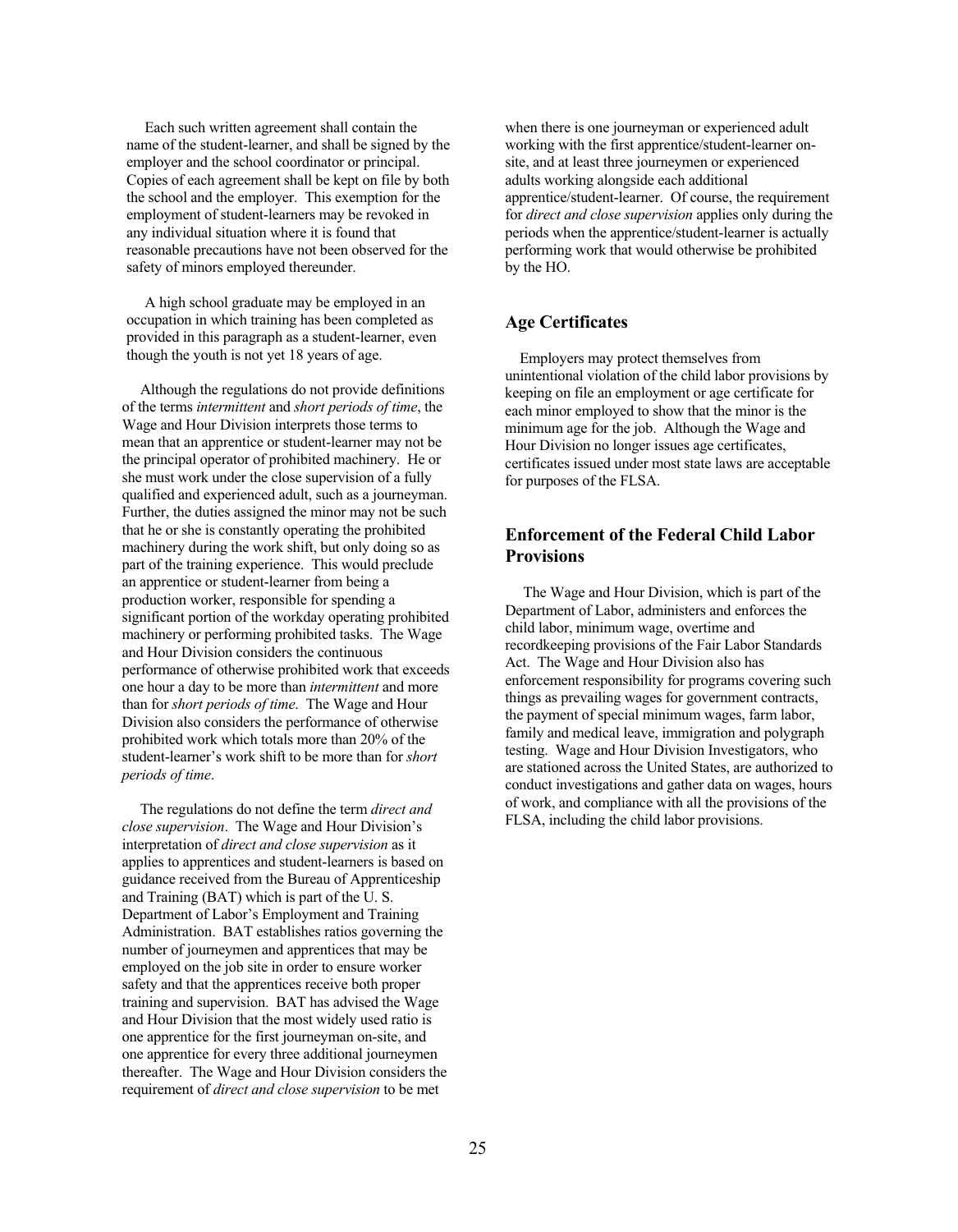Each such written agreement shall contain the name of the student-learner, and shall be signed by the employer and the school coordinator or principal. Copies of each agreement shall be kept on file by both the school and the employer. This exemption for the employment of student-learners may be revoked in any individual situation where it is found that reasonable precautions have not been observed for the safety of minors employed thereunder.

A high school graduate may be employed in an occupation in which training has been completed as provided in this paragraph as a student-learner, even though the youth is not yet 18 years of age.

Although the regulations do not provide definitions of the terms *intermittent* and *short periods of time*, the Wage and Hour Division interprets those terms to mean that an apprentice or student-learner may not be the principal operator of prohibited machinery. He or she must work under the close supervision of a fully qualified and experienced adult, such as a journeyman. Further, the duties assigned the minor may not be such that he or she is constantly operating the prohibited machinery during the work shift, but only doing so as part of the training experience. This would preclude an apprentice or student-learner from being a production worker, responsible for spending a significant portion of the workday operating prohibited machinery or performing prohibited tasks. The Wage and Hour Division considers the continuous performance of otherwise prohibited work that exceeds one hour a day to be more than *intermittent* and more than for *short periods of time*. The Wage and Hour Division also considers the performance of otherwise prohibited work which totals more than 20% of the student-learner's work shift to be more than for *short periods of time*.

The regulations do not define the term *direct and close supervision*. The Wage and Hour Division's interpretation of *direct and close supervision* as it applies to apprentices and student-learners is based on guidance received from the Bureau of Apprenticeship and Training (BAT) which is part of the U. S. Department of Labor's Employment and Training Administration. BAT establishes ratios governing the number of journeymen and apprentices that may be employed on the job site in order to ensure worker safety and that the apprentices receive both proper training and supervision. BAT has advised the Wage and Hour Division that the most widely used ratio is one apprentice for the first journeyman on-site, and one apprentice for every three additional journeymen thereafter. The Wage and Hour Division considers the requirement of *direct and close supervision* to be met when there is one journeyman or experienced adult working with the first apprentice/student-learner on-site, and at least three journeymen or experienced adults working alongside each additional apprentice/student-learner. Of course, the requirement for *direct and close supervision* applies only during the periods when the apprentice/student-learner is actually performing work that would otherwise be prohibited by the HO.

## Age Certificates

Employers may protect themselves from unintentional violation of the child labor provisions by keeping on file an employment or age certificate for each minor employed to show that the minor is the minimum age for the job. Although the Wage and Hour Division no longer issues age certificates, certificates issued under most state laws are acceptable for purposes of the FLSA.

## Enforcement of the Federal Child Labor Provisions

The Wage and Hour Division, which is part of the Department of Labor, administers and enforces the child labor, minimum wage, overtime and recordkeeping provisions of the Fair Labor Standards Act. The Wage and Hour Division also has enforcement responsibility for programs covering such things as prevailing wages for government contracts, the payment of special minimum wages, farm labor, family and medical leave, immigration and polygraph testing. Wage and Hour Division Investigators, who are stationed across the United States, are authorized to conduct investigations and gather data on wages, hours of work, and compliance with all the provisions of the FLSA, including the child labor provisions.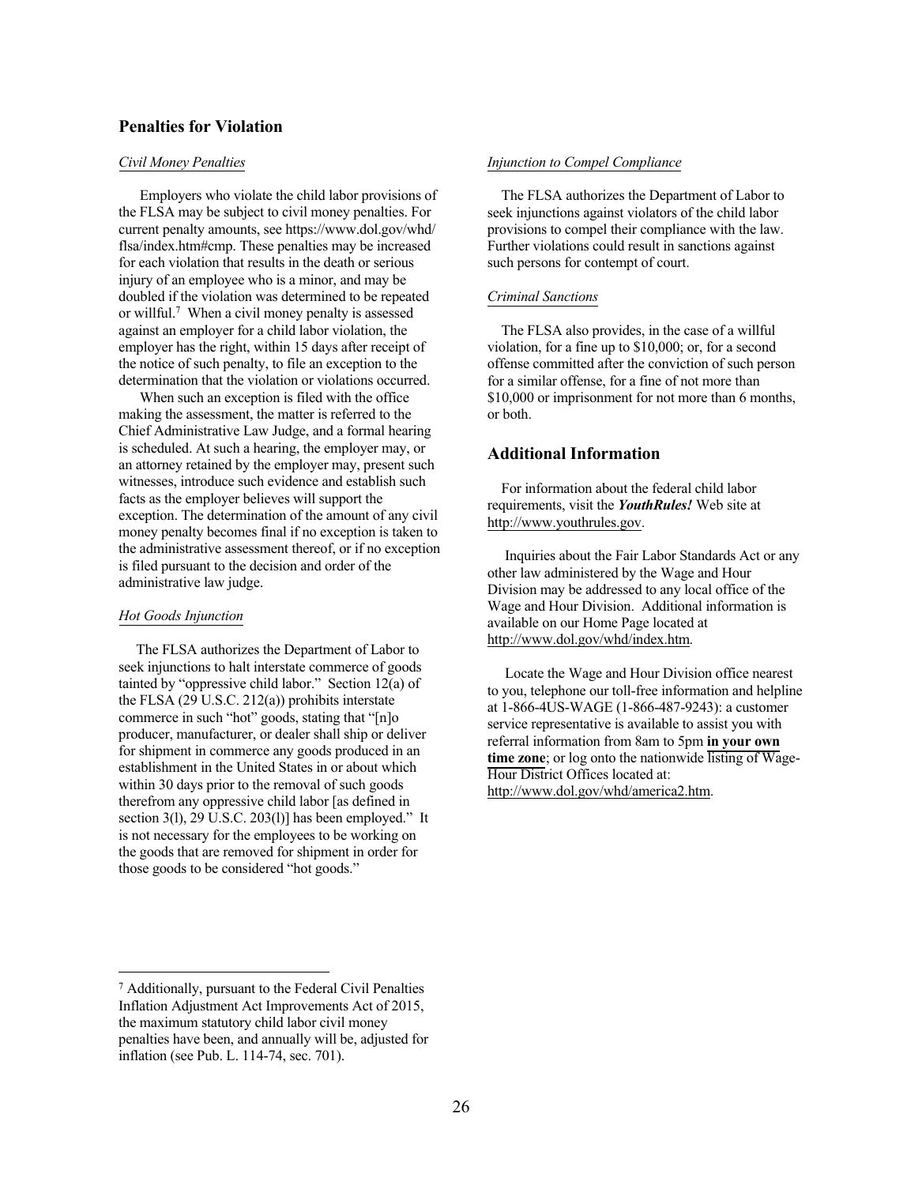## Penalties for Violation

### *Civil Money Penalties*

Employers who violate the child labor provisions of the FLSA may be subject to civil money penalties. For current penalty amounts, see https://www.dol.gov/whd/flsa/index.htm#cmp. These penalties may be increased for each violation that results in the death or serious injury of an employee who is a minor, and may be doubled if the violation was determined to be repeated or willful.[7] When a civil money penalty is assessed against an employer for a child labor violation, the employer has the right, within 15 days after receipt of the notice of such penalty, to file an exception to the determination that the violation or violations occurred.

When such an exception is filed with the office making the assessment, the matter is referred to the Chief Administrative Law Judge, and a formal hearing is scheduled. At such a hearing, the employer may, or an attorney retained by the employer may, present such witnesses, introduce such evidence and establish such facts as the employer believes will support the exception. The determination of the amount of any civil money penalty becomes final if no exception is taken to the administrative assessment thereof, or if no exception is filed pursuant to the decision and order of the administrative law judge.

### *Hot Goods Injunction*

The FLSA authorizes the Department of Labor to seek injunctions to halt interstate commerce of goods tainted by "oppressive child labor." Section 12(a) of the FLSA (29 U.S.C. 212(a)) prohibits interstate commerce in such "hot" goods, stating that "[n]o producer, manufacturer, or dealer shall ship or deliver for shipment in commerce any goods produced in an establishment in the United States in or about which within 30 days prior to the removal of such goods therefrom any oppressive child labor [as defined in section 3(l), 29 U.S.C. 203(l)] has been employed." It is not necessary for the employees to be working on the goods that are removed for shipment in order for those goods to be considered "hot goods."

### *Injunction to Compel Compliance*

The FLSA authorizes the Department of Labor to seek injunctions against violators of the child labor provisions to compel their compliance with the law. Further violations could result in sanctions against such persons for contempt of court.

### *Criminal Sanctions*

The FLSA also provides, in the case of a willful violation, for a fine up to $10,000; or, for a second offense committed after the conviction of such person for a similar offense, for a fine of not more than $10,000 or imprisonment for not more than 6 months, or both.

## Additional Information

For information about the federal child labor requirements, visit the ***YouthRules!*** Web site at http://www.youthrules.gov.

Inquiries about the Fair Labor Standards Act or any other law administered by the Wage and Hour Division may be addressed to any local office of the Wage and Hour Division. Additional information is available on our Home Page located at http://www.dol.gov/whd/index.htm.

Locate the Wage and Hour Division office nearest to you, telephone our toll-free information and helpline at 1-866-4US-WAGE (1-866-487-9243): a customer service representative is available to assist you with referral information from 8am to 5pm **in your own time zone**; or log onto the nationwide listing of Wage-Hour District Offices located at: http://www.dol.gov/whd/america2.htm.

---

[7] Additionally, pursuant to the Federal Civil Penalties Inflation Adjustment Act Improvements Act of 2015, the maximum statutory child labor civil money penalties have been, and annually will be, adjusted for inflation (see Pub. L. 114-74, sec. 701).